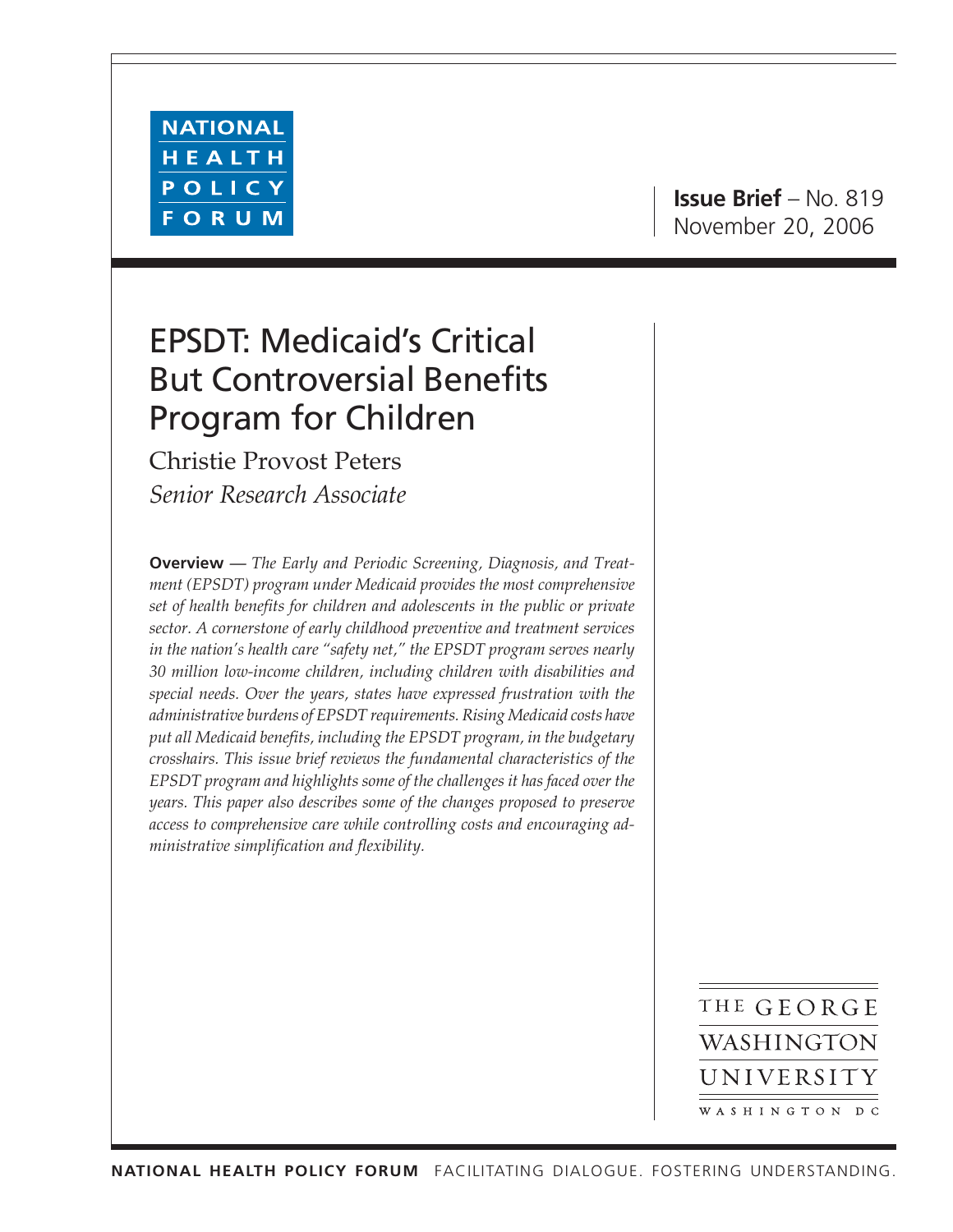NATIONAL HEALTH POLICY FORUM

**Issue Brief** – No. 819
November 20, 2006

# EPSDT: Medicaid's Critical But Controversial Benefits Program for Children

Christie Provost Peters
*Senior Research Associate*

**Overview** — *The Early and Periodic Screening, Diagnosis, and Treatment (EPSDT) program under Medicaid provides the most comprehensive set of health benefits for children and adolescents in the public or private sector. A cornerstone of early childhood preventive and treatment services in the nation's health care "safety net," the EPSDT program serves nearly 30 million low-income children, including children with disabilities and special needs. Over the years, states have expressed frustration with the administrative burdens of EPSDT requirements. Rising Medicaid costs have put all Medicaid benefits, including the EPSDT program, in the budgetary crosshairs. This issue brief reviews the fundamental characteristics of the EPSDT program and highlights some of the challenges it has faced over the years. This paper also describes some of the changes proposed to preserve access to comprehensive care while controlling costs and encouraging administrative simplification and flexibility.*

THE GEORGE WASHINGTON UNIVERSITY
WASHINGTON DC

NATIONAL HEALTH POLICY FORUM FACILITATING DIALOGUE. FOSTERING UNDERSTANDING.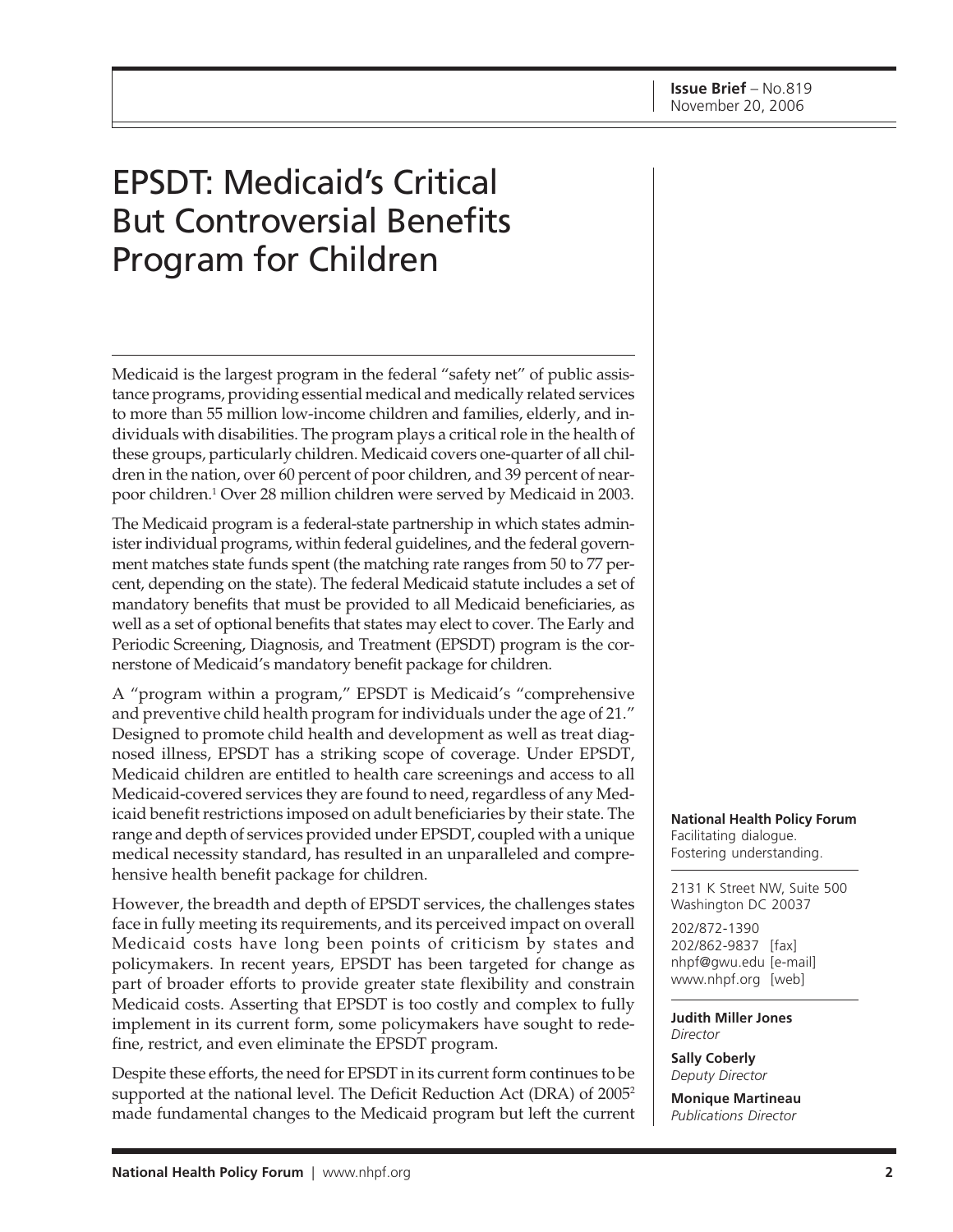**Issue Brief** – No.819
November 20, 2006

# EPSDT: Medicaid's Critical But Controversial Benefits Program for Children

Medicaid is the largest program in the federal "safety net" of public assistance programs, providing essential medical and medically related services to more than 55 million low-income children and families, elderly, and individuals with disabilities. The program plays a critical role in the health of these groups, particularly children. Medicaid covers one-quarter of all children in the nation, over 60 percent of poor children, and 39 percent of near-poor children.[1] Over 28 million children were served by Medicaid in 2003.

The Medicaid program is a federal-state partnership in which states administer individual programs, within federal guidelines, and the federal government matches state funds spent (the matching rate ranges from 50 to 77 percent, depending on the state). The federal Medicaid statute includes a set of mandatory benefits that must be provided to all Medicaid beneficiaries, as well as a set of optional benefits that states may elect to cover. The Early and Periodic Screening, Diagnosis, and Treatment (EPSDT) program is the cornerstone of Medicaid's mandatory benefit package for children.

A "program within a program," EPSDT is Medicaid's "comprehensive and preventive child health program for individuals under the age of 21." Designed to promote child health and development as well as treat diagnosed illness, EPSDT has a striking scope of coverage. Under EPSDT, Medicaid children are entitled to health care screenings and access to all Medicaid-covered services they are found to need, regardless of any Medicaid benefit restrictions imposed on adult beneficiaries by their state. The range and depth of services provided under EPSDT, coupled with a unique medical necessity standard, has resulted in an unparalleled and comprehensive health benefit package for children.

However, the breadth and depth of EPSDT services, the challenges states face in fully meeting its requirements, and its perceived impact on overall Medicaid costs have long been points of criticism by states and policymakers. In recent years, EPSDT has been targeted for change as part of broader efforts to provide greater state flexibility and constrain Medicaid costs. Asserting that EPSDT is too costly and complex to fully implement in its current form, some policymakers have sought to redefine, restrict, and even eliminate the EPSDT program.

Despite these efforts, the need for EPSDT in its current form continues to be supported at the national level. The Deficit Reduction Act (DRA) of 2005[2] made fundamental changes to the Medicaid program but left the current

**National Health Policy Forum**
Facilitating dialogue.
Fostering understanding.

2131 K Street NW, Suite 500
Washington DC 20037

202/872-1390
202/862-9837 [fax]
nhpf@gwu.edu [e-mail]
www.nhpf.org [web]

**Judith Miller Jones**
*Director*

**Sally Coberly**
*Deputy Director*

**Monique Martineau**
*Publications Director*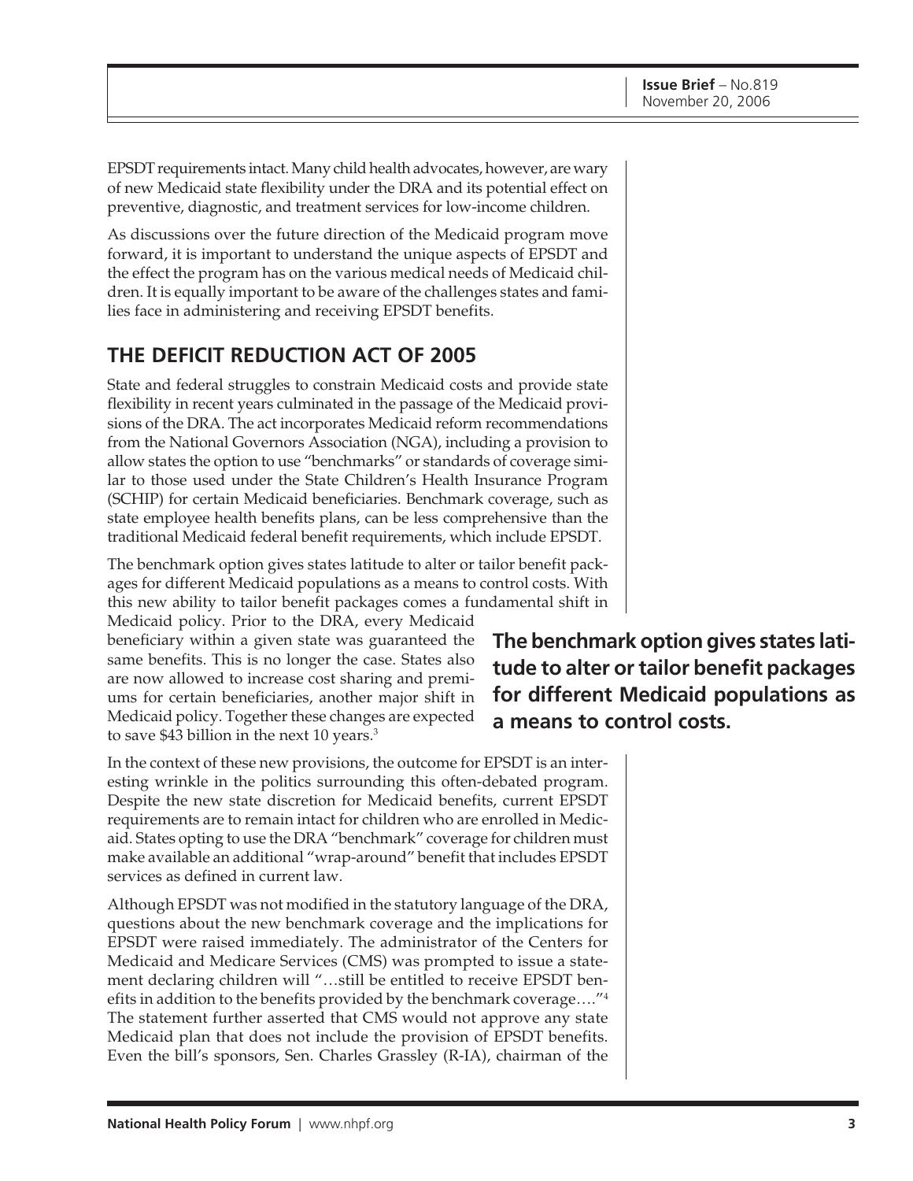EPSDT requirements intact. Many child health advocates, however, are wary of new Medicaid state flexibility under the DRA and its potential effect on preventive, diagnostic, and treatment services for low-income children.

As discussions over the future direction of the Medicaid program move forward, it is important to understand the unique aspects of EPSDT and the effect the program has on the various medical needs of Medicaid children. It is equally important to be aware of the challenges states and families face in administering and receiving EPSDT benefits.

## THE DEFICIT REDUCTION ACT OF 2005

State and federal struggles to constrain Medicaid costs and provide state flexibility in recent years culminated in the passage of the Medicaid provisions of the DRA. The act incorporates Medicaid reform recommendations from the National Governors Association (NGA), including a provision to allow states the option to use "benchmarks" or standards of coverage similar to those used under the State Children's Health Insurance Program (SCHIP) for certain Medicaid beneficiaries. Benchmark coverage, such as state employee health benefits plans, can be less comprehensive than the traditional Medicaid federal benefit requirements, which include EPSDT.

The benchmark option gives states latitude to alter or tailor benefit packages for different Medicaid populations as a means to control costs. With this new ability to tailor benefit packages comes a fundamental shift in Medicaid policy. Prior to the DRA, every Medicaid beneficiary within a given state was guaranteed the same benefits. This is no longer the case. States also are now allowed to increase cost sharing and premiums for certain beneficiaries, another major shift in Medicaid policy. Together these changes are expected to save $43 billion in the next 10 years.[3]

**The benchmark option gives states latitude to alter or tailor benefit packages for different Medicaid populations as a means to control costs.**

In the context of these new provisions, the outcome for EPSDT is an interesting wrinkle in the politics surrounding this often-debated program. Despite the new state discretion for Medicaid benefits, current EPSDT requirements are to remain intact for children who are enrolled in Medicaid. States opting to use the DRA "benchmark" coverage for children must make available an additional "wrap-around" benefit that includes EPSDT services as defined in current law.

Although EPSDT was not modified in the statutory language of the DRA, questions about the new benchmark coverage and the implications for EPSDT were raised immediately. The administrator of the Centers for Medicaid and Medicare Services (CMS) was prompted to issue a statement declaring children will "…still be entitled to receive EPSDT benefits in addition to the benefits provided by the benchmark coverage…."[4] The statement further asserted that CMS would not approve any state Medicaid plan that does not include the provision of EPSDT benefits. Even the bill's sponsors, Sen. Charles Grassley (R-IA), chairman of the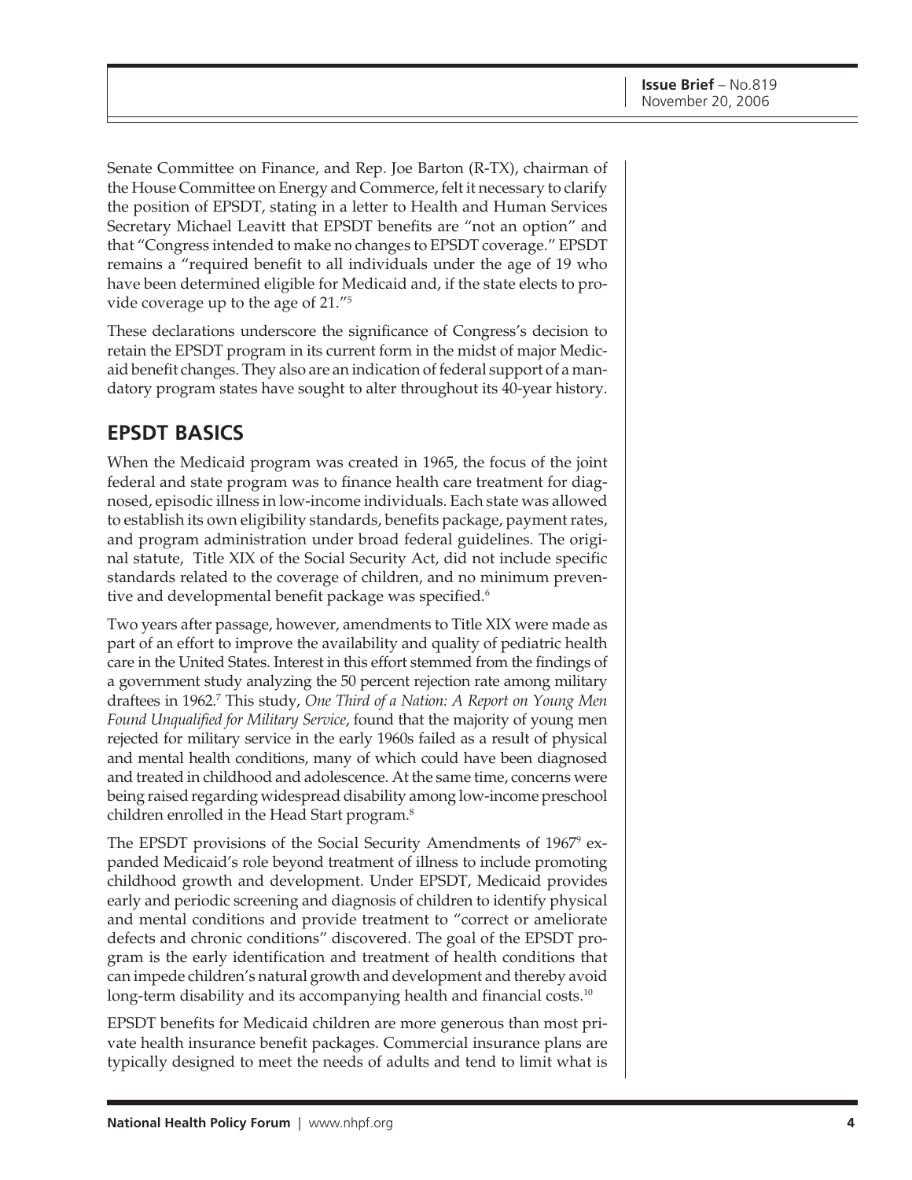Senate Committee on Finance, and Rep. Joe Barton (R-TX), chairman of the House Committee on Energy and Commerce, felt it necessary to clarify the position of EPSDT, stating in a letter to Health and Human Services Secretary Michael Leavitt that EPSDT benefits are "not an option" and that "Congress intended to make no changes to EPSDT coverage." EPSDT remains a "required benefit to all individuals under the age of 19 who have been determined eligible for Medicaid and, if the state elects to provide coverage up to the age of 21."[5]

These declarations underscore the significance of Congress's decision to retain the EPSDT program in its current form in the midst of major Medicaid benefit changes. They also are an indication of federal support of a mandatory program states have sought to alter throughout its 40-year history.

## EPSDT BASICS

When the Medicaid program was created in 1965, the focus of the joint federal and state program was to finance health care treatment for diagnosed, episodic illness in low-income individuals. Each state was allowed to establish its own eligibility standards, benefits package, payment rates, and program administration under broad federal guidelines. The original statute, Title XIX of the Social Security Act, did not include specific standards related to the coverage of children, and no minimum preventive and developmental benefit package was specified.[6]

Two years after passage, however, amendments to Title XIX were made as part of an effort to improve the availability and quality of pediatric health care in the United States. Interest in this effort stemmed from the findings of a government study analyzing the 50 percent rejection rate among military draftees in 1962.[7] This study, *One Third of a Nation: A Report on Young Men Found Unqualified for Military Service*, found that the majority of young men rejected for military service in the early 1960s failed as a result of physical and mental health conditions, many of which could have been diagnosed and treated in childhood and adolescence. At the same time, concerns were being raised regarding widespread disability among low-income preschool children enrolled in the Head Start program.[8]

The EPSDT provisions of the Social Security Amendments of 1967[9] expanded Medicaid's role beyond treatment of illness to include promoting childhood growth and development. Under EPSDT, Medicaid provides early and periodic screening and diagnosis of children to identify physical and mental conditions and provide treatment to "correct or ameliorate defects and chronic conditions" discovered. The goal of the EPSDT program is the early identification and treatment of health conditions that can impede children's natural growth and development and thereby avoid long-term disability and its accompanying health and financial costs.[10]

EPSDT benefits for Medicaid children are more generous than most private health insurance benefit packages. Commercial insurance plans are typically designed to meet the needs of adults and tend to limit what is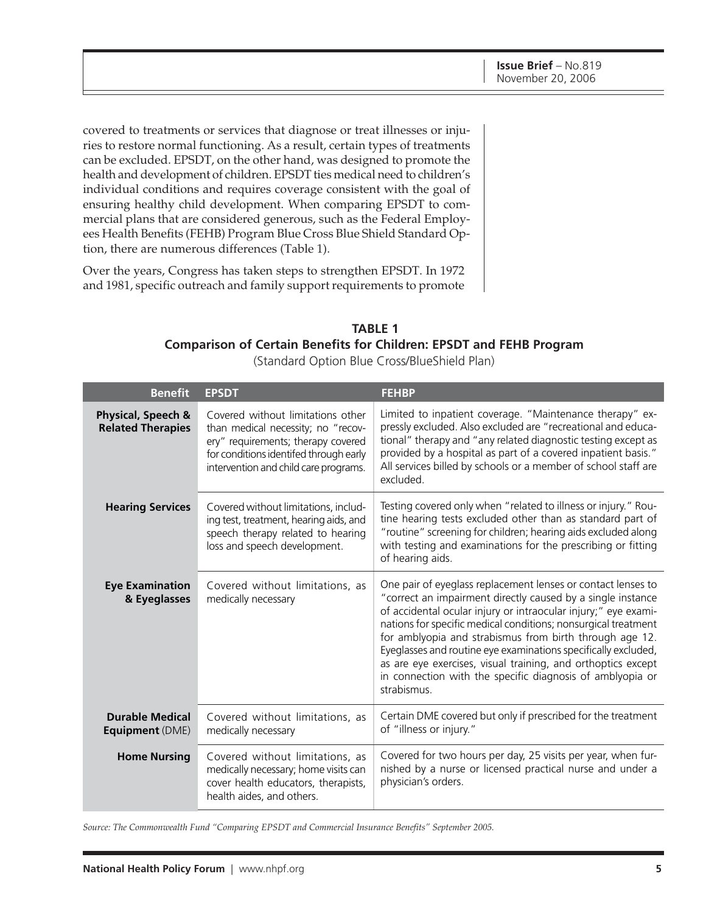covered to treatments or services that diagnose or treat illnesses or injuries to restore normal functioning. As a result, certain types of treatments can be excluded. EPSDT, on the other hand, was designed to promote the health and development of children. EPSDT ties medical need to children's individual conditions and requires coverage consistent with the goal of ensuring healthy child development. When comparing EPSDT to commercial plans that are considered generous, such as the Federal Employees Health Benefits (FEHB) Program Blue Cross Blue Shield Standard Option, there are numerous differences (Table 1).

Over the years, Congress has taken steps to strengthen EPSDT. In 1972 and 1981, specific outreach and family support requirements to promote

**TABLE 1**
**Comparison of Certain Benefits for Children: EPSDT and FEHB Program**
(Standard Option Blue Cross/BlueShield Plan)

| Benefit | EPSDT | FEHBP |
|---|---|---|
| **Physical, Speech & Related Therapies** | Covered without limitations other than medical necessity; no "recovery" requirements; therapy covered for conditions identifed through early intervention and child care programs. | Limited to inpatient coverage. "Maintenance therapy" expressly excluded. Also excluded are "recreational and educational" therapy and "any related diagnostic testing except as provided by a hospital as part of a covered inpatient basis." All services billed by schools or a member of school staff are excluded. |
| **Hearing Services** | Covered without limitations, including test, treatment, hearing aids, and speech therapy related to hearing loss and speech development. | Testing covered only when "related to illness or injury." Routine hearing tests excluded other than as standard part of "routine" screening for children; hearing aids excluded along with testing and examinations for the prescribing or fitting of hearing aids. |
| **Eye Examination & Eyeglasses** | Covered without limitations, as medically necessary | One pair of eyeglass replacement lenses or contact lenses to "correct an impairment directly caused by a single instance of accidental ocular injury or intraocular injury;" eye examinations for specific medical conditions; nonsurgical treatment for amblyopia and strabismus from birth through age 12. Eyeglasses and routine eye examinations specifically excluded, as are eye exercises, visual training, and orthoptics except in connection with the specific diagnosis of amblyopia or strabismus. |
| **Durable Medical Equipment** (DME) | Covered without limitations, as medically necessary | Certain DME covered but only if prescribed for the treatment of "illness or injury." |
| **Home Nursing** | Covered without limitations, as medically necessary; home visits can cover health educators, therapists, health aides, and others. | Covered for two hours per day, 25 visits per year, when furnished by a nurse or licensed practical nurse and under a physician's orders. |

*Source: The Commonwealth Fund "Comparing EPSDT and Commercial Insurance Benefits" September 2005.*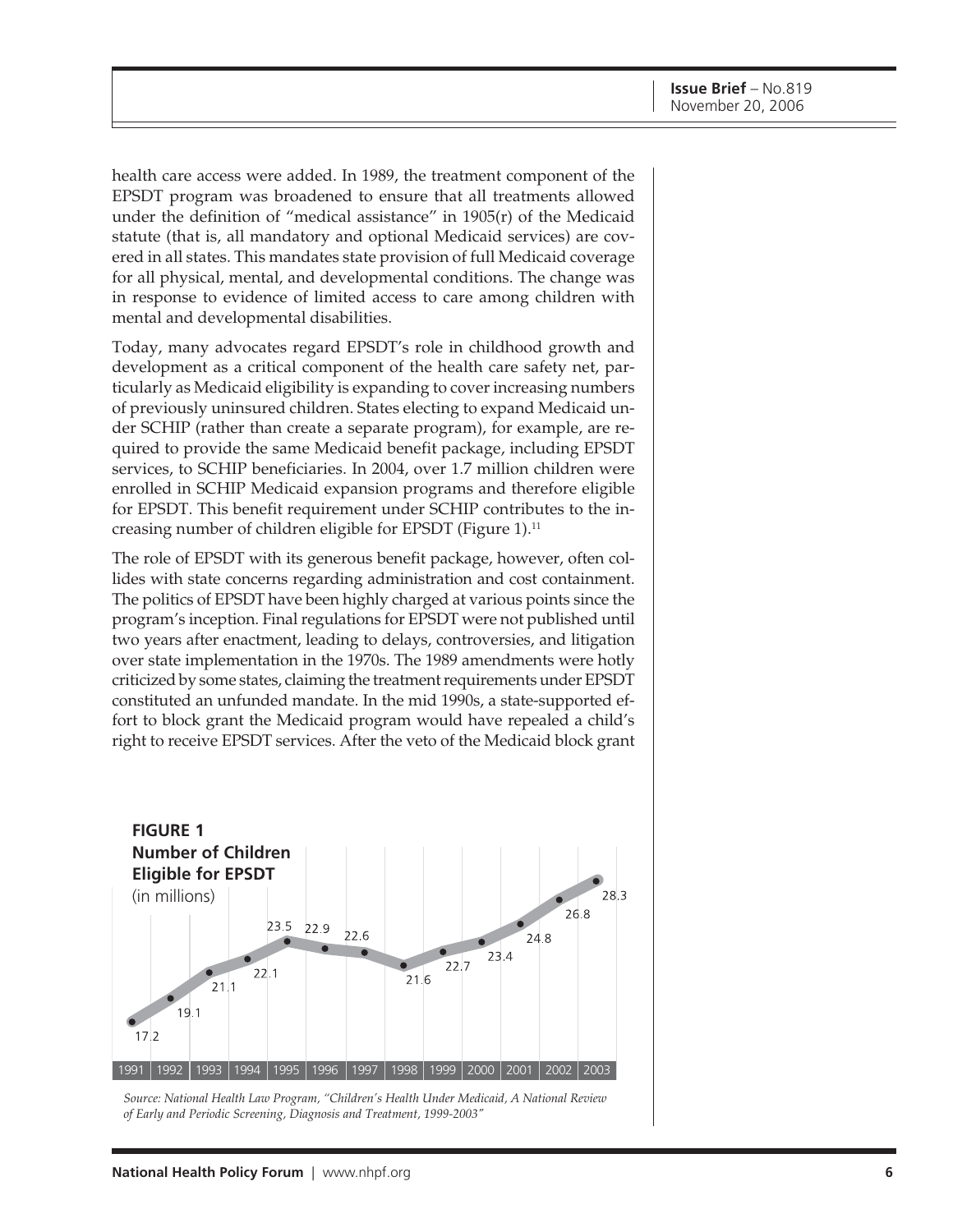health care access were added. In 1989, the treatment component of the EPSDT program was broadened to ensure that all treatments allowed under the definition of "medical assistance" in 1905(r) of the Medicaid statute (that is, all mandatory and optional Medicaid services) are covered in all states. This mandates state provision of full Medicaid coverage for all physical, mental, and developmental conditions. The change was in response to evidence of limited access to care among children with mental and developmental disabilities.

Today, many advocates regard EPSDT's role in childhood growth and development as a critical component of the health care safety net, particularly as Medicaid eligibility is expanding to cover increasing numbers of previously uninsured children. States electing to expand Medicaid under SCHIP (rather than create a separate program), for example, are required to provide the same Medicaid benefit package, including EPSDT services, to SCHIP beneficiaries. In 2004, over 1.7 million children were enrolled in SCHIP Medicaid expansion programs and therefore eligible for EPSDT. This benefit requirement under SCHIP contributes to the increasing number of children eligible for EPSDT (Figure 1).[11]

The role of EPSDT with its generous benefit package, however, often collides with state concerns regarding administration and cost containment. The politics of EPSDT have been highly charged at various points since the program's inception. Final regulations for EPSDT were not published until two years after enactment, leading to delays, controversies, and litigation over state implementation in the 1970s. The 1989 amendments were hotly criticized by some states, claiming the treatment requirements under EPSDT constituted an unfunded mandate. In the mid 1990s, a state-supported effort to block grant the Medicaid program would have repealed a child's right to receive EPSDT services. After the veto of the Medicaid block grant

**FIGURE 1**
**Number of Children Eligible for EPSDT**
(in millions)

| Year | 1991 | 1992 | 1993 | 1994 | 1995 | 1996 | 1997 | 1998 | 1999 | 2000 | 2001 | 2002 | 2003 |
|---|---|---|---|---|---|---|---|---|---|---|---|---|---|
| Children (millions) | 17.2 | 19.1 | 21.1 | 22.1 | 23.5 | 22.9 | 22.6 | 21.6 | 22.7 | 23.4 | 24.8 | 26.8 | 28.3 |

*Source: National Health Law Program, "Children's Health Under Medicaid, A National Review of Early and Periodic Screening, Diagnosis and Treatment, 1999-2003"*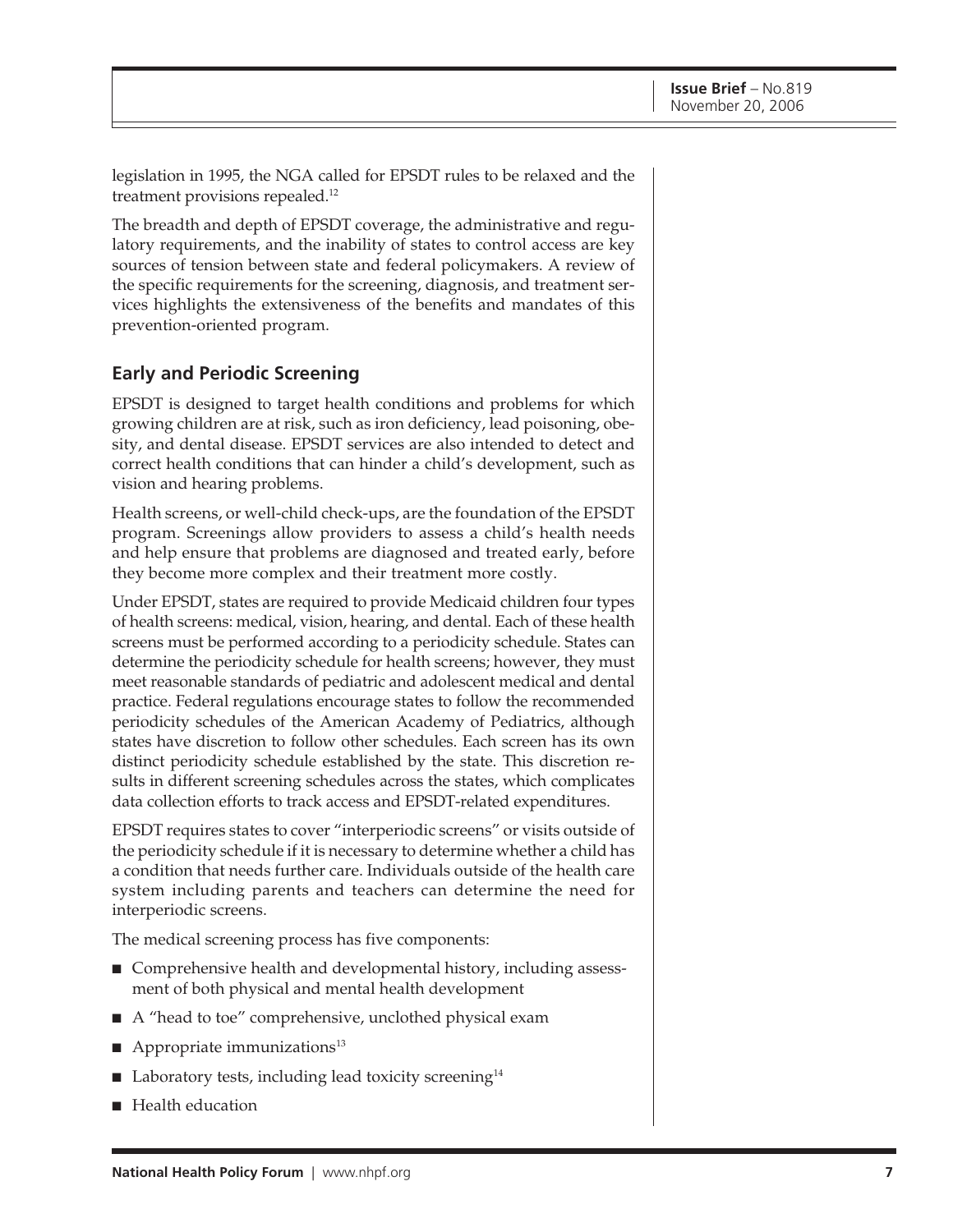legislation in 1995, the NGA called for EPSDT rules to be relaxed and the treatment provisions repealed.[12]

The breadth and depth of EPSDT coverage, the administrative and regulatory requirements, and the inability of states to control access are key sources of tension between state and federal policymakers. A review of the specific requirements for the screening, diagnosis, and treatment services highlights the extensiveness of the benefits and mandates of this prevention-oriented program.

## Early and Periodic Screening

EPSDT is designed to target health conditions and problems for which growing children are at risk, such as iron deficiency, lead poisoning, obesity, and dental disease. EPSDT services are also intended to detect and correct health conditions that can hinder a child's development, such as vision and hearing problems.

Health screens, or well-child check-ups, are the foundation of the EPSDT program. Screenings allow providers to assess a child's health needs and help ensure that problems are diagnosed and treated early, before they become more complex and their treatment more costly.

Under EPSDT, states are required to provide Medicaid children four types of health screens: medical, vision, hearing, and dental. Each of these health screens must be performed according to a periodicity schedule. States can determine the periodicity schedule for health screens; however, they must meet reasonable standards of pediatric and adolescent medical and dental practice. Federal regulations encourage states to follow the recommended periodicity schedules of the American Academy of Pediatrics, although states have discretion to follow other schedules. Each screen has its own distinct periodicity schedule established by the state. This discretion results in different screening schedules across the states, which complicates data collection efforts to track access and EPSDT-related expenditures.

EPSDT requires states to cover "interperiodic screens" or visits outside of the periodicity schedule if it is necessary to determine whether a child has a condition that needs further care. Individuals outside of the health care system including parents and teachers can determine the need for interperiodic screens.

The medical screening process has five components:

- Comprehensive health and developmental history, including assessment of both physical and mental health development
- A "head to toe" comprehensive, unclothed physical exam
- Appropriate immunizations[13]
- Laboratory tests, including lead toxicity screening[14]
- Health education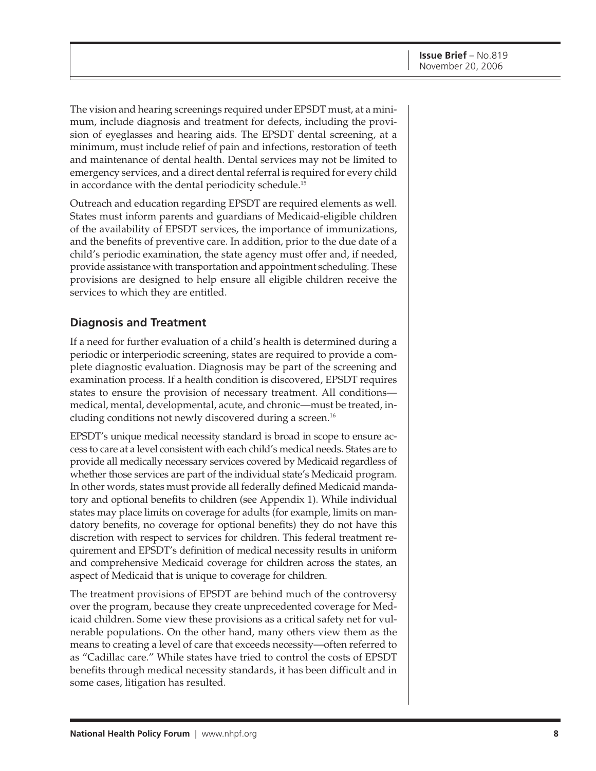The vision and hearing screenings required under EPSDT must, at a minimum, include diagnosis and treatment for defects, including the provision of eyeglasses and hearing aids. The EPSDT dental screening, at a minimum, must include relief of pain and infections, restoration of teeth and maintenance of dental health. Dental services may not be limited to emergency services, and a direct dental referral is required for every child in accordance with the dental periodicity schedule.[15]

Outreach and education regarding EPSDT are required elements as well. States must inform parents and guardians of Medicaid-eligible children of the availability of EPSDT services, the importance of immunizations, and the benefits of preventive care. In addition, prior to the due date of a child's periodic examination, the state agency must offer and, if needed, provide assistance with transportation and appointment scheduling. These provisions are designed to help ensure all eligible children receive the services to which they are entitled.

## Diagnosis and Treatment

If a need for further evaluation of a child's health is determined during a periodic or interperiodic screening, states are required to provide a complete diagnostic evaluation. Diagnosis may be part of the screening and examination process. If a health condition is discovered, EPSDT requires states to ensure the provision of necessary treatment. All conditions—medical, mental, developmental, acute, and chronic—must be treated, including conditions not newly discovered during a screen.[16]

EPSDT's unique medical necessity standard is broad in scope to ensure access to care at a level consistent with each child's medical needs. States are to provide all medically necessary services covered by Medicaid regardless of whether those services are part of the individual state's Medicaid program. In other words, states must provide all federally defined Medicaid mandatory and optional benefits to children (see Appendix 1). While individual states may place limits on coverage for adults (for example, limits on mandatory benefits, no coverage for optional benefits) they do not have this discretion with respect to services for children. This federal treatment requirement and EPSDT's definition of medical necessity results in uniform and comprehensive Medicaid coverage for children across the states, an aspect of Medicaid that is unique to coverage for children.

The treatment provisions of EPSDT are behind much of the controversy over the program, because they create unprecedented coverage for Medicaid children. Some view these provisions as a critical safety net for vulnerable populations. On the other hand, many others view them as the means to creating a level of care that exceeds necessity—often referred to as "Cadillac care." While states have tried to control the costs of EPSDT benefits through medical necessity standards, it has been difficult and in some cases, litigation has resulted.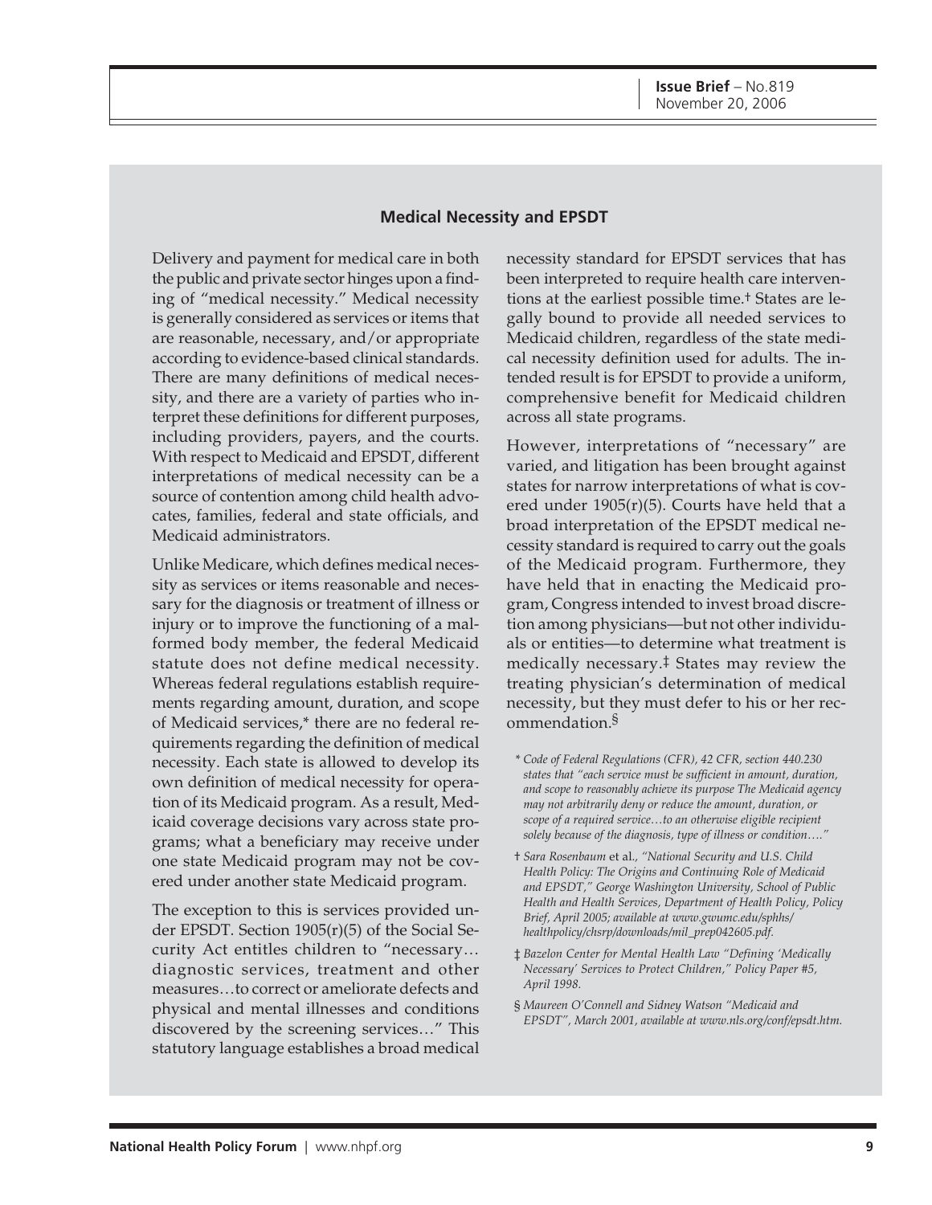## Medical Necessity and EPSDT

Delivery and payment for medical care in both the public and private sector hinges upon a finding of "medical necessity." Medical necessity is generally considered as services or items that are reasonable, necessary, and/or appropriate according to evidence-based clinical standards. There are many definitions of medical necessity, and there are a variety of parties who interpret these definitions for different purposes, including providers, payers, and the courts. With respect to Medicaid and EPSDT, different interpretations of medical necessity can be a source of contention among child health advocates, families, federal and state officials, and Medicaid administrators.

Unlike Medicare, which defines medical necessity as services or items reasonable and necessary for the diagnosis or treatment of illness or injury or to improve the functioning of a malformed body member, the federal Medicaid statute does not define medical necessity. Whereas federal regulations establish requirements regarding amount, duration, and scope of Medicaid services,* there are no federal requirements regarding the definition of medical necessity. Each state is allowed to develop its own definition of medical necessity for operation of its Medicaid program. As a result, Medicaid coverage decisions vary across state programs; what a beneficiary may receive under one state Medicaid program may not be covered under another state Medicaid program.

The exception to this is services provided under EPSDT. Section 1905(r)(5) of the Social Security Act entitles children to "necessary… diagnostic services, treatment and other measures…to correct or ameliorate defects and physical and mental illnesses and conditions discovered by the screening services…" This statutory language establishes a broad medical necessity standard for EPSDT services that has been interpreted to require health care interventions at the earliest possible time.† States are legally bound to provide all needed services to Medicaid children, regardless of the state medical necessity definition used for adults. The intended result is for EPSDT to provide a uniform, comprehensive benefit for Medicaid children across all state programs.

However, interpretations of "necessary" are varied, and litigation has been brought against states for narrow interpretations of what is covered under 1905(r)(5). Courts have held that a broad interpretation of the EPSDT medical necessity standard is required to carry out the goals of the Medicaid program. Furthermore, they have held that in enacting the Medicaid program, Congress intended to invest broad discretion among physicians—but not other individuals or entities—to determine what treatment is medically necessary.‡ States may review the treating physician's determination of medical necessity, but they must defer to his or her recommendation.§

\* *Code of Federal Regulations (CFR), 42 CFR, section 440.230 states that "each service must be sufficient in amount, duration, and scope to reasonably achieve its purpose The Medicaid agency may not arbitrarily deny or reduce the amount, duration, or scope of a required service…to an otherwise eligible recipient solely because of the diagnosis, type of illness or condition…."*

† *Sara Rosenbaum* et al.*, "National Security and U.S. Child Health Policy: The Origins and Continuing Role of Medicaid and EPSDT," George Washington University, School of Public Health and Health Services, Department of Health Policy, Policy Brief, April 2005; available at www.gwumc.edu/sphhs/healthpolicy/chsrp/downloads/mil_prep042605.pdf.*

‡ *Bazelon Center for Mental Health Law "Defining 'Medically Necessary' Services to Protect Children," Policy Paper #5, April 1998.*

§ *Maureen O'Connell and Sidney Watson "Medicaid and EPSDT", March 2001, available at www.nls.org/conf/epsdt.htm.*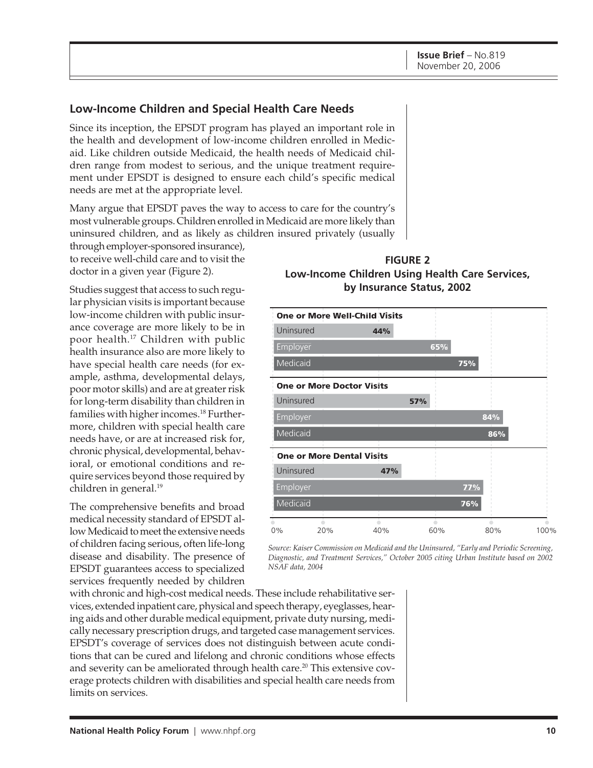## Low-Income Children and Special Health Care Needs

Since its inception, the EPSDT program has played an important role in the health and development of low-income children enrolled in Medicaid. Like children outside Medicaid, the health needs of Medicaid children range from modest to serious, and the unique treatment requirement under EPSDT is designed to ensure each child's specific medical needs are met at the appropriate level.

Many argue that EPSDT paves the way to access to care for the country's most vulnerable groups. Children enrolled in Medicaid are more likely than uninsured children, and as likely as children insured privately (usually through employer-sponsored insurance), to receive well-child care and to visit the doctor in a given year (Figure 2).

**FIGURE 2**
**Low-Income Children Using Health Care Services, by Insurance Status, 2002**

| | Uninsured | Employer | Medicaid |
|---|---|---|---|
| One or More Well-Child Visits | 44% | 65% | 75% |
| One or More Doctor Visits | 57% | 84% | 86% |
| One or More Dental Visits | 47% | 77% | 76% |

*Source: Kaiser Commission on Medicaid and the Uninsured, "Early and Periodic Screening, Diagnostic, and Treatment Services," October 2005 citing Urban Institute based on 2002 NSAF data, 2004*

Studies suggest that access to such regular physician visits is important because low-income children with public insurance coverage are more likely to be in poor health.[17] Children with public health insurance also are more likely to have special health care needs (for example, asthma, developmental delays, poor motor skills) and are at greater risk for long-term disability than children in families with higher incomes.[18] Furthermore, children with special health care needs have, or are at increased risk for, chronic physical, developmental, behavioral, or emotional conditions and require services beyond those required by children in general.[19]

The comprehensive benefits and broad medical necessity standard of EPSDT allow Medicaid to meet the extensive needs of children facing serious, often life-long disease and disability. The presence of EPSDT guarantees access to specialized services frequently needed by children with chronic and high-cost medical needs. These include rehabilitative services, extended inpatient care, physical and speech therapy, eyeglasses, hearing aids and other durable medical equipment, private duty nursing, medically necessary prescription drugs, and targeted case management services. EPSDT's coverage of services does not distinguish between acute conditions that can be cured and lifelong and chronic conditions whose effects and severity can be ameliorated through health care.[20] This extensive coverage protects children with disabilities and special health care needs from limits on services.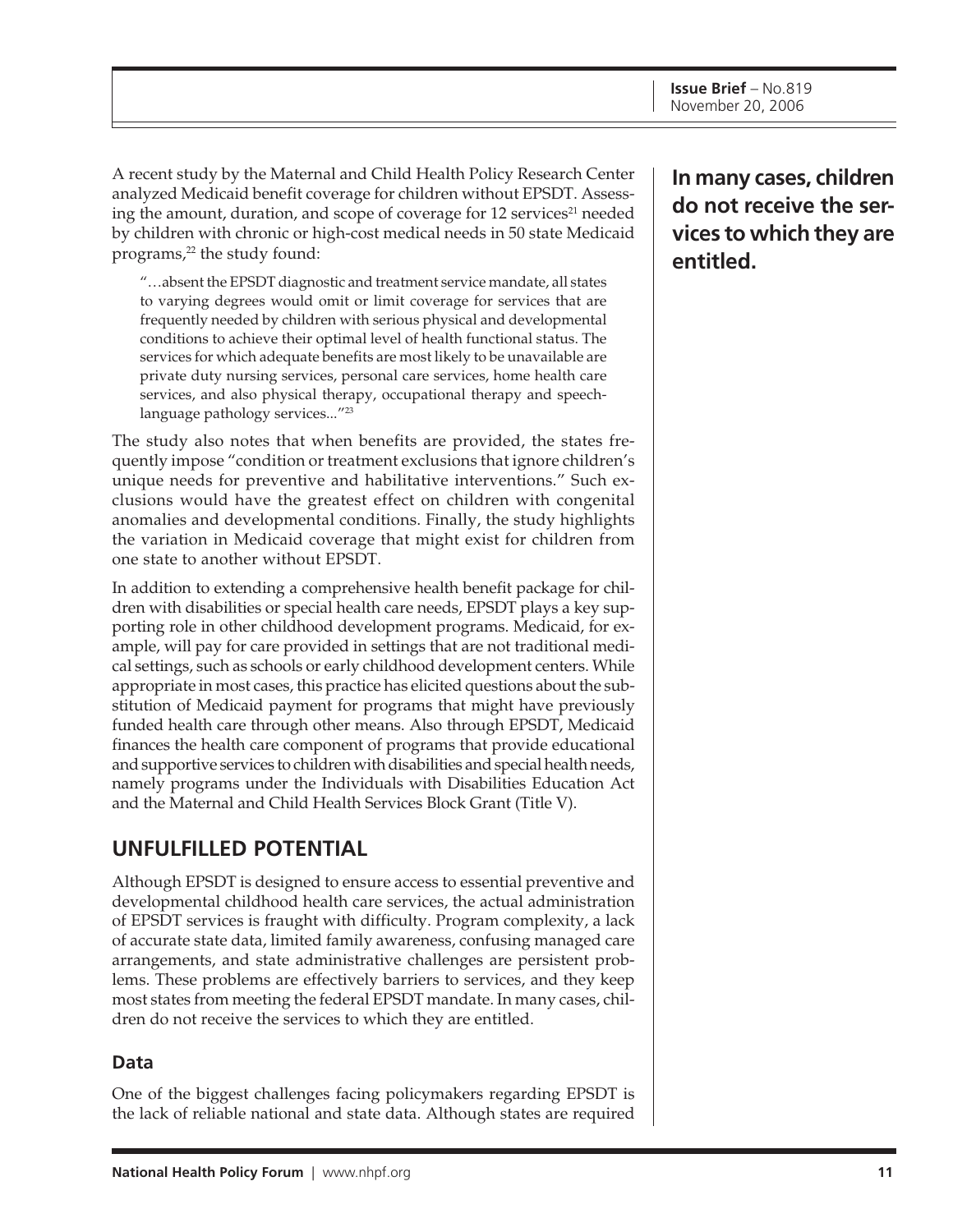A recent study by the Maternal and Child Health Policy Research Center analyzed Medicaid benefit coverage for children without EPSDT. Assessing the amount, duration, and scope of coverage for 12 services[21] needed by children with chronic or high-cost medical needs in 50 state Medicaid programs,[22] the study found:

> "…absent the EPSDT diagnostic and treatment service mandate, all states to varying degrees would omit or limit coverage for services that are frequently needed by children with serious physical and developmental conditions to achieve their optimal level of health functional status. The services for which adequate benefits are most likely to be unavailable are private duty nursing services, personal care services, home health care services, and also physical therapy, occupational therapy and speech-language pathology services..."[23]

The study also notes that when benefits are provided, the states frequently impose "condition or treatment exclusions that ignore children's unique needs for preventive and habilitative interventions." Such exclusions would have the greatest effect on children with congenital anomalies and developmental conditions. Finally, the study highlights the variation in Medicaid coverage that might exist for children from one state to another without EPSDT.

In addition to extending a comprehensive health benefit package for children with disabilities or special health care needs, EPSDT plays a key supporting role in other childhood development programs. Medicaid, for example, will pay for care provided in settings that are not traditional medical settings, such as schools or early childhood development centers. While appropriate in most cases, this practice has elicited questions about the substitution of Medicaid payment for programs that might have previously funded health care through other means. Also through EPSDT, Medicaid finances the health care component of programs that provide educational and supportive services to children with disabilities and special health needs, namely programs under the Individuals with Disabilities Education Act and the Maternal and Child Health Services Block Grant (Title V).

## UNFULFILLED POTENTIAL

Although EPSDT is designed to ensure access to essential preventive and developmental childhood health care services, the actual administration of EPSDT services is fraught with difficulty. Program complexity, a lack of accurate state data, limited family awareness, confusing managed care arrangements, and state administrative challenges are persistent problems. These problems are effectively barriers to services, and they keep most states from meeting the federal EPSDT mandate. In many cases, children do not receive the services to which they are entitled.

**In many cases, children do not receive the services to which they are entitled.**

### Data

One of the biggest challenges facing policymakers regarding EPSDT is the lack of reliable national and state data. Although states are required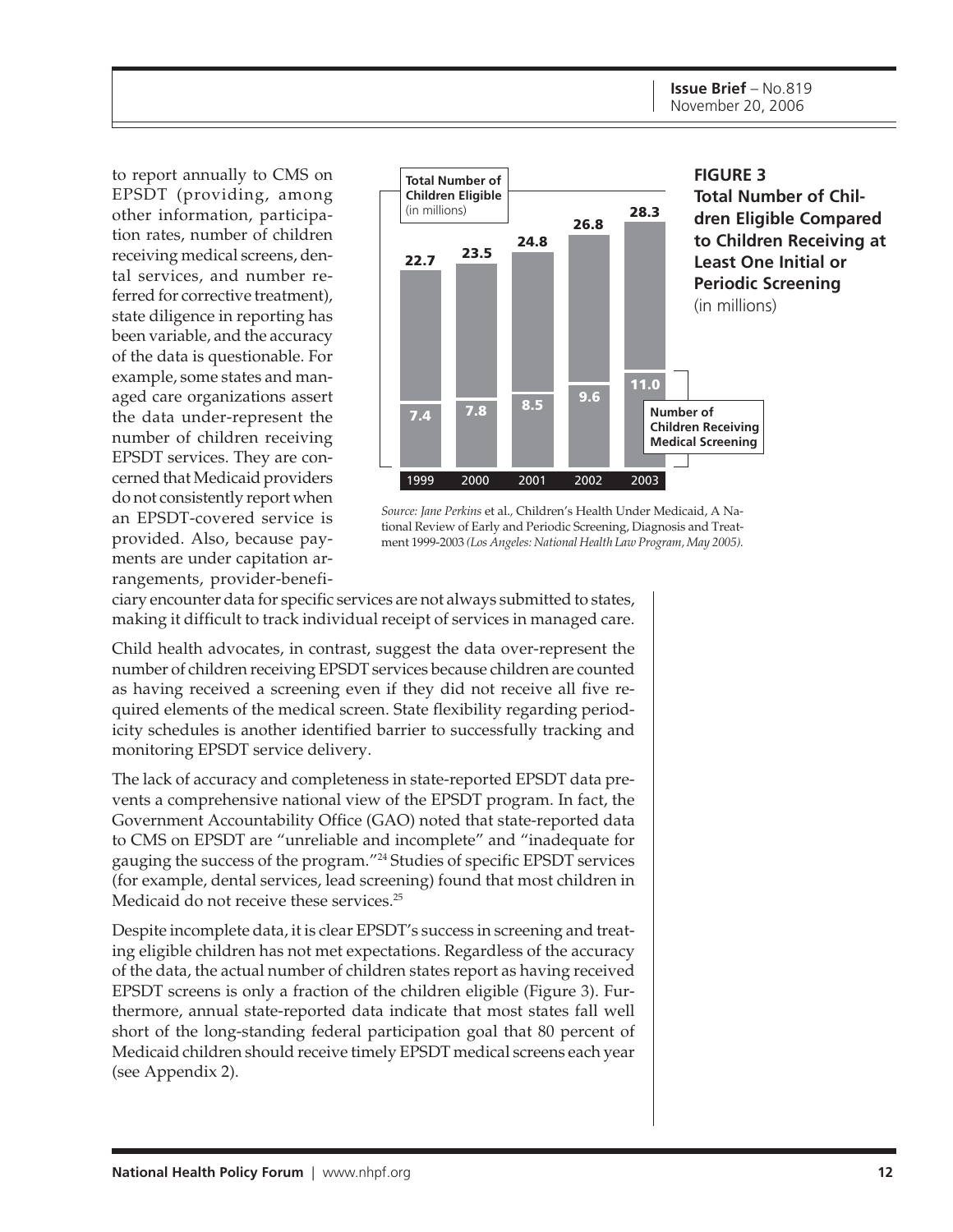to report annually to CMS on EPSDT (providing, among other information, participation rates, number of children receiving medical screens, dental services, and number referred for corrective treatment), state diligence in reporting has been variable, and the accuracy of the data is questionable. For example, some states and managed care organizations assert the data under-represent the number of children receiving EPSDT services. They are concerned that Medicaid providers do not consistently report when an EPSDT-covered service is provided. Also, because payments are under capitation arrangements, provider-beneficiary encounter data for specific services are not always submitted to states, making it difficult to track individual receipt of services in managed care.

**FIGURE 3**
**Total Number of Children Eligible Compared to Children Receiving at Least One Initial or Periodic Screening**
(in millions)

| Year | Total Number of Children Eligible (in millions) | Number of Children Receiving Medical Screening |
|---|---|---|
| 1999 | 22.7 | 7.4 |
| 2000 | 23.5 | 7.8 |
| 2001 | 24.8 | 8.5 |
| 2002 | 26.8 | 9.6 |
| 2003 | 28.3 | 11.0 |

*Source: Jane Perkins* et al., Children's Health Under Medicaid, A National Review of Early and Periodic Screening, Diagnosis and Treatment 1999-2003 *(Los Angeles: National Health Law Program, May 2005).*

Child health advocates, in contrast, suggest the data over-represent the number of children receiving EPSDT services because children are counted as having received a screening even if they did not receive all five required elements of the medical screen. State flexibility regarding periodicity schedules is another identified barrier to successfully tracking and monitoring EPSDT service delivery.

The lack of accuracy and completeness in state-reported EPSDT data prevents a comprehensive national view of the EPSDT program. In fact, the Government Accountability Office (GAO) noted that state-reported data to CMS on EPSDT are "unreliable and incomplete" and "inadequate for gauging the success of the program."[24] Studies of specific EPSDT services (for example, dental services, lead screening) found that most children in Medicaid do not receive these services.[25]

Despite incomplete data, it is clear EPSDT's success in screening and treating eligible children has not met expectations. Regardless of the accuracy of the data, the actual number of children states report as having received EPSDT screens is only a fraction of the children eligible (Figure 3). Furthermore, annual state-reported data indicate that most states fall well short of the long-standing federal participation goal that 80 percent of Medicaid children should receive timely EPSDT medical screens each year (see Appendix 2).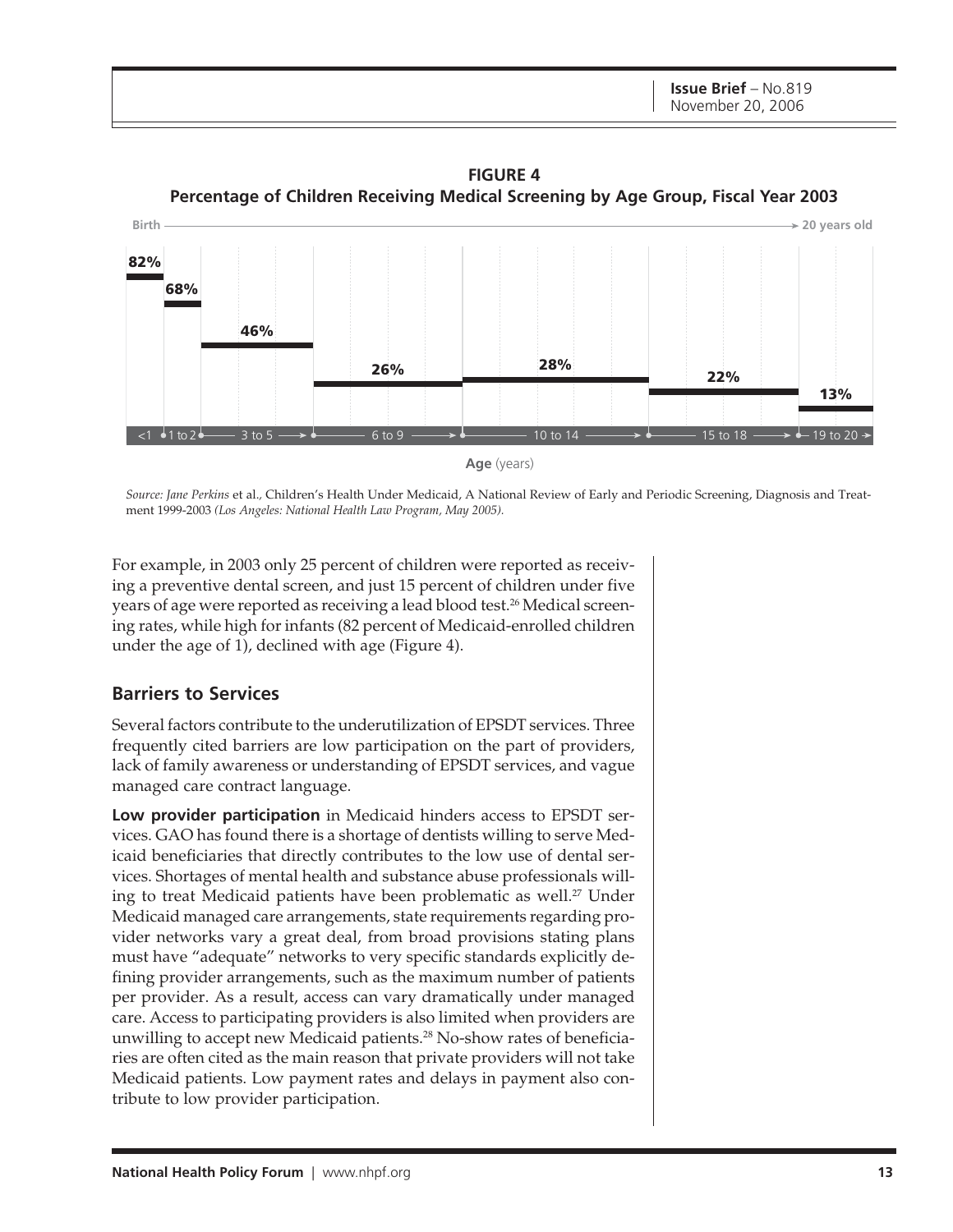**FIGURE 4**
**Percentage of Children Receiving Medical Screening by Age Group, Fiscal Year 2003**

| Age (years) | <1 | 1 to 2 | 3 to 5 | 6 to 9 | 10 to 14 | 15 to 18 | 19 to 20 |
|---|---|---|---|---|---|---|---|
| Percentage | 82% | 68% | 46% | 26% | 28% | 22% | 13% |

*Source: Jane Perkins* et al., Children's Health Under Medicaid, A National Review of Early and Periodic Screening, Diagnosis and Treatment 1999-2003 *(Los Angeles: National Health Law Program, May 2005).*

For example, in 2003 only 25 percent of children were reported as receiving a preventive dental screen, and just 15 percent of children under five years of age were reported as receiving a lead blood test.[26] Medical screening rates, while high for infants (82 percent of Medicaid-enrolled children under the age of 1), declined with age (Figure 4).

## Barriers to Services

Several factors contribute to the underutilization of EPSDT services. Three frequently cited barriers are low participation on the part of providers, lack of family awareness or understanding of EPSDT services, and vague managed care contract language.

**Low provider participation** in Medicaid hinders access to EPSDT services. GAO has found there is a shortage of dentists willing to serve Medicaid beneficiaries that directly contributes to the low use of dental services. Shortages of mental health and substance abuse professionals willing to treat Medicaid patients have been problematic as well.[27] Under Medicaid managed care arrangements, state requirements regarding provider networks vary a great deal, from broad provisions stating plans must have "adequate" networks to very specific standards explicitly defining provider arrangements, such as the maximum number of patients per provider. As a result, access can vary dramatically under managed care. Access to participating providers is also limited when providers are unwilling to accept new Medicaid patients.[28] No-show rates of beneficiaries are often cited as the main reason that private providers will not take Medicaid patients. Low payment rates and delays in payment also contribute to low provider participation.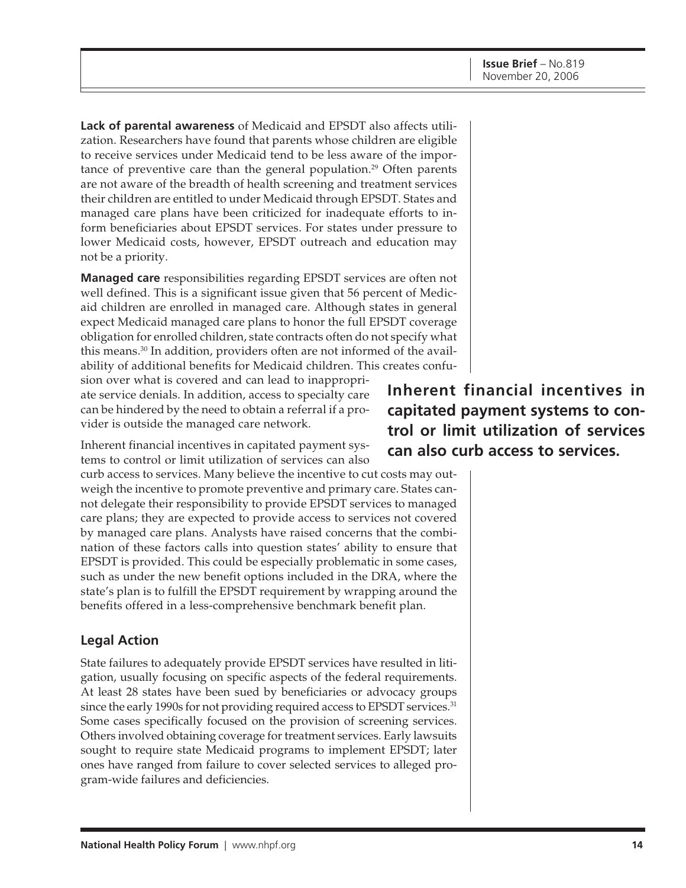**Lack of parental awareness** of Medicaid and EPSDT also affects utilization. Researchers have found that parents whose children are eligible to receive services under Medicaid tend to be less aware of the importance of preventive care than the general population.[29] Often parents are not aware of the breadth of health screening and treatment services their children are entitled to under Medicaid through EPSDT. States and managed care plans have been criticized for inadequate efforts to inform beneficiaries about EPSDT services. For states under pressure to lower Medicaid costs, however, EPSDT outreach and education may not be a priority.

**Managed care** responsibilities regarding EPSDT services are often not well defined. This is a significant issue given that 56 percent of Medicaid children are enrolled in managed care. Although states in general expect Medicaid managed care plans to honor the full EPSDT coverage obligation for enrolled children, state contracts often do not specify what this means.[30] In addition, providers often are not informed of the availability of additional benefits for Medicaid children. This creates confusion over what is covered and can lead to inappropriate service denials. In addition, access to specialty care can be hindered by the need to obtain a referral if a provider is outside the managed care network.

**Inherent financial incentives in capitated payment systems to control or limit utilization of services can also curb access to services.**

Inherent financial incentives in capitated payment systems to control or limit utilization of services can also curb access to services. Many believe the incentive to cut costs may outweigh the incentive to promote preventive and primary care. States cannot delegate their responsibility to provide EPSDT services to managed care plans; they are expected to provide access to services not covered by managed care plans. Analysts have raised concerns that the combination of these factors calls into question states' ability to ensure that EPSDT is provided. This could be especially problematic in some cases, such as under the new benefit options included in the DRA, where the state's plan is to fulfill the EPSDT requirement by wrapping around the benefits offered in a less-comprehensive benchmark benefit plan.

## Legal Action

State failures to adequately provide EPSDT services have resulted in litigation, usually focusing on specific aspects of the federal requirements. At least 28 states have been sued by beneficiaries or advocacy groups since the early 1990s for not providing required access to EPSDT services.[31] Some cases specifically focused on the provision of screening services. Others involved obtaining coverage for treatment services. Early lawsuits sought to require state Medicaid programs to implement EPSDT; later ones have ranged from failure to cover selected services to alleged program-wide failures and deficiencies.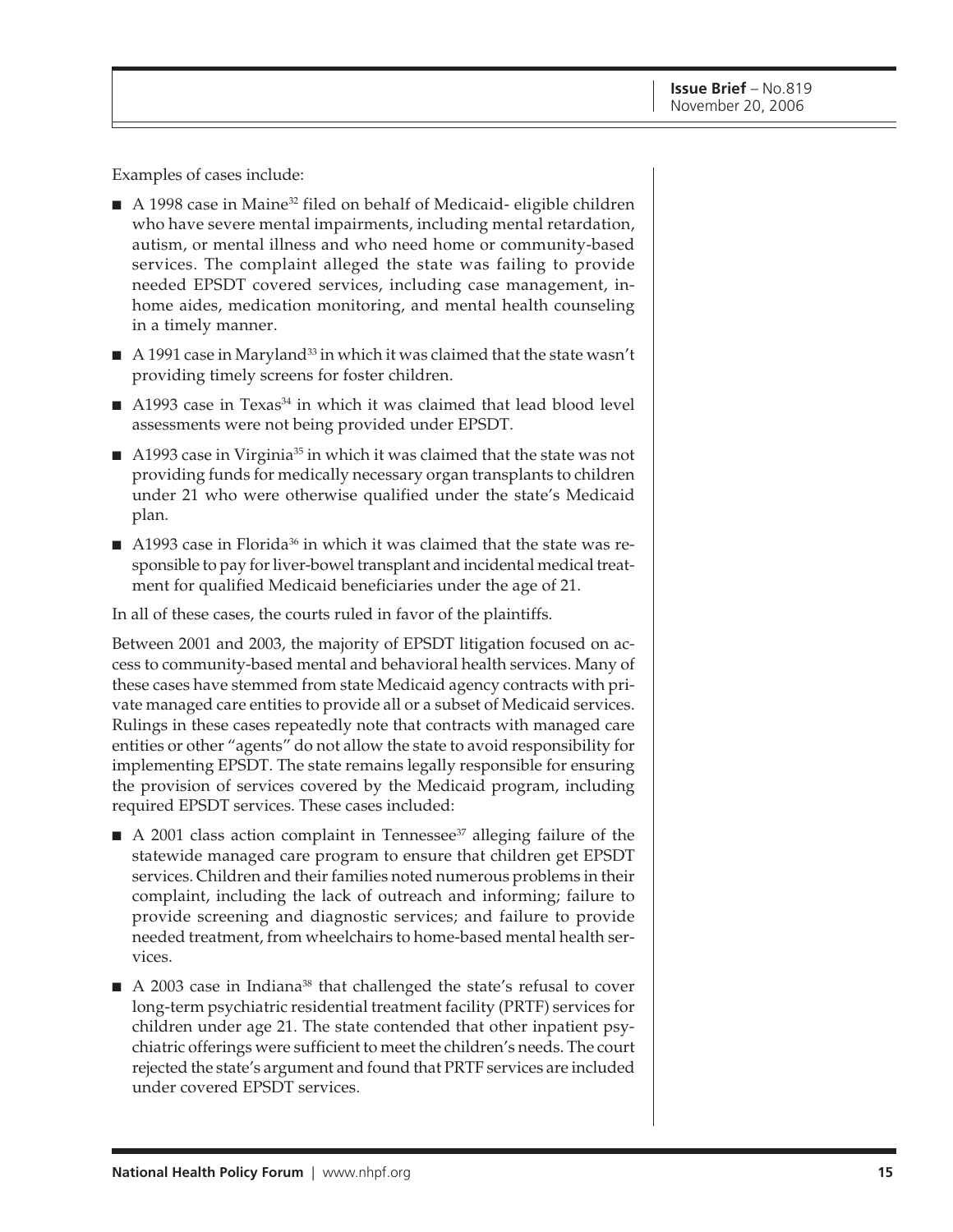Examples of cases include:

- A 1998 case in Maine[32] filed on behalf of Medicaid- eligible children who have severe mental impairments, including mental retardation, autism, or mental illness and who need home or community-based services. The complaint alleged the state was failing to provide needed EPSDT covered services, including case management, in-home aides, medication monitoring, and mental health counseling in a timely manner.
- A 1991 case in Maryland[33] in which it was claimed that the state wasn't providing timely screens for foster children.
- A1993 case in Texas[34] in which it was claimed that lead blood level assessments were not being provided under EPSDT.
- A1993 case in Virginia[35] in which it was claimed that the state was not providing funds for medically necessary organ transplants to children under 21 who were otherwise qualified under the state's Medicaid plan.
- A1993 case in Florida[36] in which it was claimed that the state was responsible to pay for liver-bowel transplant and incidental medical treatment for qualified Medicaid beneficiaries under the age of 21.

In all of these cases, the courts ruled in favor of the plaintiffs.

Between 2001 and 2003, the majority of EPSDT litigation focused on access to community-based mental and behavioral health services. Many of these cases have stemmed from state Medicaid agency contracts with private managed care entities to provide all or a subset of Medicaid services. Rulings in these cases repeatedly note that contracts with managed care entities or other "agents" do not allow the state to avoid responsibility for implementing EPSDT. The state remains legally responsible for ensuring the provision of services covered by the Medicaid program, including required EPSDT services. These cases included:

- A 2001 class action complaint in Tennessee[37] alleging failure of the statewide managed care program to ensure that children get EPSDT services. Children and their families noted numerous problems in their complaint, including the lack of outreach and informing; failure to provide screening and diagnostic services; and failure to provide needed treatment, from wheelchairs to home-based mental health services.
- A 2003 case in Indiana[38] that challenged the state's refusal to cover long-term psychiatric residential treatment facility (PRTF) services for children under age 21. The state contended that other inpatient psychiatric offerings were sufficient to meet the children's needs. The court rejected the state's argument and found that PRTF services are included under covered EPSDT services.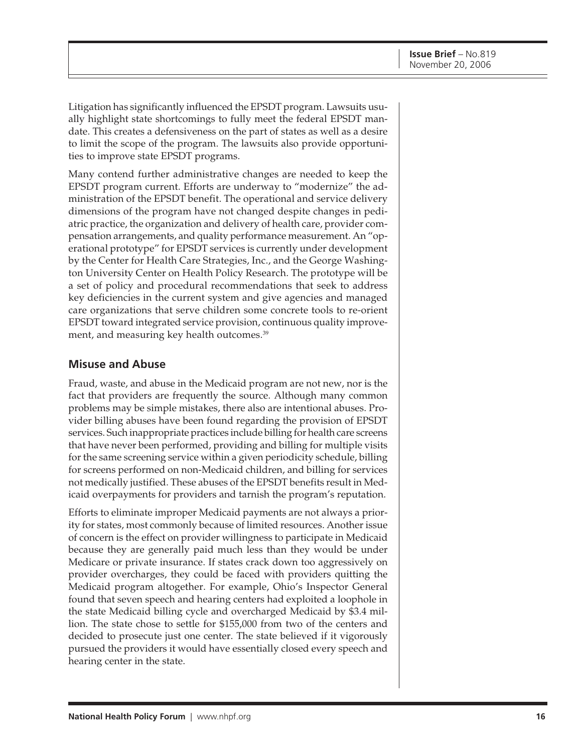Litigation has significantly influenced the EPSDT program. Lawsuits usually highlight state shortcomings to fully meet the federal EPSDT mandate. This creates a defensiveness on the part of states as well as a desire to limit the scope of the program. The lawsuits also provide opportunities to improve state EPSDT programs.

Many contend further administrative changes are needed to keep the EPSDT program current. Efforts are underway to "modernize" the administration of the EPSDT benefit. The operational and service delivery dimensions of the program have not changed despite changes in pediatric practice, the organization and delivery of health care, provider compensation arrangements, and quality performance measurement. An "operational prototype" for EPSDT services is currently under development by the Center for Health Care Strategies, Inc., and the George Washington University Center on Health Policy Research. The prototype will be a set of policy and procedural recommendations that seek to address key deficiencies in the current system and give agencies and managed care organizations that serve children some concrete tools to re-orient EPSDT toward integrated service provision, continuous quality improvement, and measuring key health outcomes.[39]

## Misuse and Abuse

Fraud, waste, and abuse in the Medicaid program are not new, nor is the fact that providers are frequently the source. Although many common problems may be simple mistakes, there also are intentional abuses. Provider billing abuses have been found regarding the provision of EPSDT services. Such inappropriate practices include billing for health care screens that have never been performed, providing and billing for multiple visits for the same screening service within a given periodicity schedule, billing for screens performed on non-Medicaid children, and billing for services not medically justified. These abuses of the EPSDT benefits result in Medicaid overpayments for providers and tarnish the program's reputation.

Efforts to eliminate improper Medicaid payments are not always a priority for states, most commonly because of limited resources. Another issue of concern is the effect on provider willingness to participate in Medicaid because they are generally paid much less than they would be under Medicare or private insurance. If states crack down too aggressively on provider overcharges, they could be faced with providers quitting the Medicaid program altogether. For example, Ohio's Inspector General found that seven speech and hearing centers had exploited a loophole in the state Medicaid billing cycle and overcharged Medicaid by $3.4 million. The state chose to settle for $155,000 from two of the centers and decided to prosecute just one center. The state believed if it vigorously pursued the providers it would have essentially closed every speech and hearing center in the state.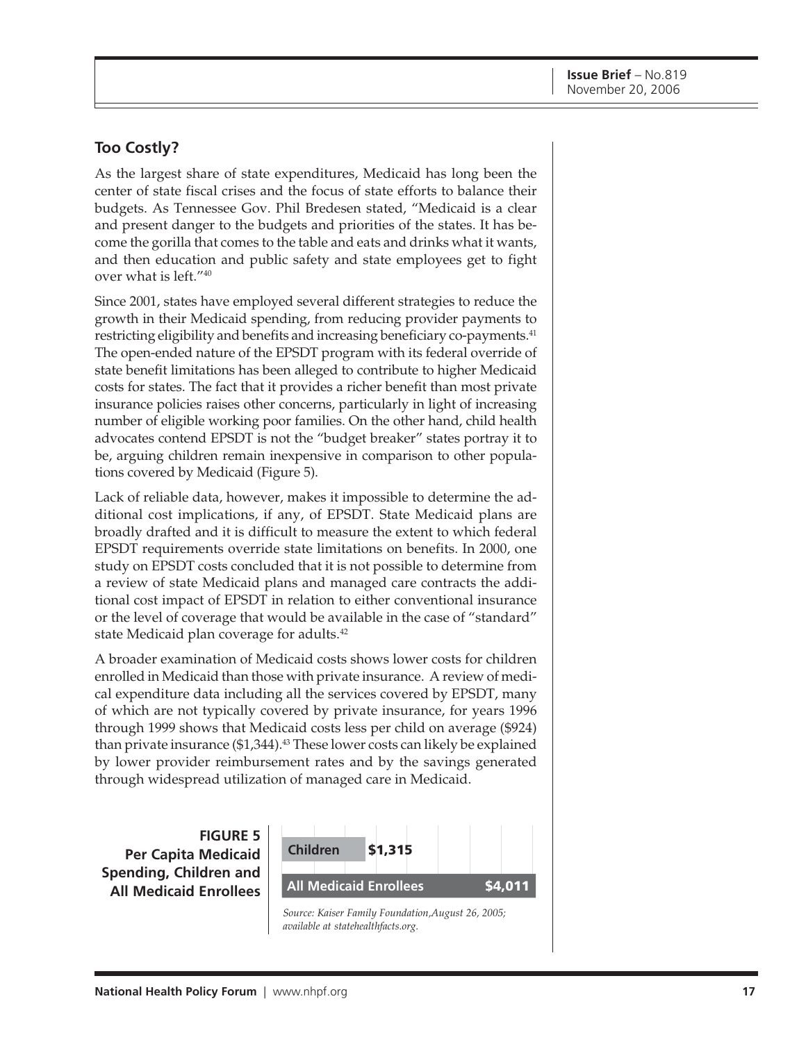## Too Costly?

As the largest share of state expenditures, Medicaid has long been the center of state fiscal crises and the focus of state efforts to balance their budgets. As Tennessee Gov. Phil Bredesen stated, "Medicaid is a clear and present danger to the budgets and priorities of the states. It has become the gorilla that comes to the table and eats and drinks what it wants, and then education and public safety and state employees get to fight over what is left."[40]

Since 2001, states have employed several different strategies to reduce the growth in their Medicaid spending, from reducing provider payments to restricting eligibility and benefits and increasing beneficiary co-payments.[41] The open-ended nature of the EPSDT program with its federal override of state benefit limitations has been alleged to contribute to higher Medicaid costs for states. The fact that it provides a richer benefit than most private insurance policies raises other concerns, particularly in light of increasing number of eligible working poor families. On the other hand, child health advocates contend EPSDT is not the "budget breaker" states portray it to be, arguing children remain inexpensive in comparison to other populations covered by Medicaid (Figure 5).

Lack of reliable data, however, makes it impossible to determine the additional cost implications, if any, of EPSDT. State Medicaid plans are broadly drafted and it is difficult to measure the extent to which federal EPSDT requirements override state limitations on benefits. In 2000, one study on EPSDT costs concluded that it is not possible to determine from a review of state Medicaid plans and managed care contracts the additional cost impact of EPSDT in relation to either conventional insurance or the level of coverage that would be available in the case of "standard" state Medicaid plan coverage for adults.[42]

A broader examination of Medicaid costs shows lower costs for children enrolled in Medicaid than those with private insurance. A review of medical expenditure data including all the services covered by EPSDT, many of which are not typically covered by private insurance, for years 1996 through 1999 shows that Medicaid costs less per child on average ($924) than private insurance ($1,344).[43] These lower costs can likely be explained by lower provider reimbursement rates and by the savings generated through widespread utilization of managed care in Medicaid.

**FIGURE 5**
**Per Capita Medicaid Spending, Children and All Medicaid Enrollees**

| Group | Per Capita Spending |
|---|---|
| Children | $1,315 |
| All Medicaid Enrollees | $4,011 |

*Source: Kaiser Family Foundation, August 26, 2005; available at statehealthfacts.org.*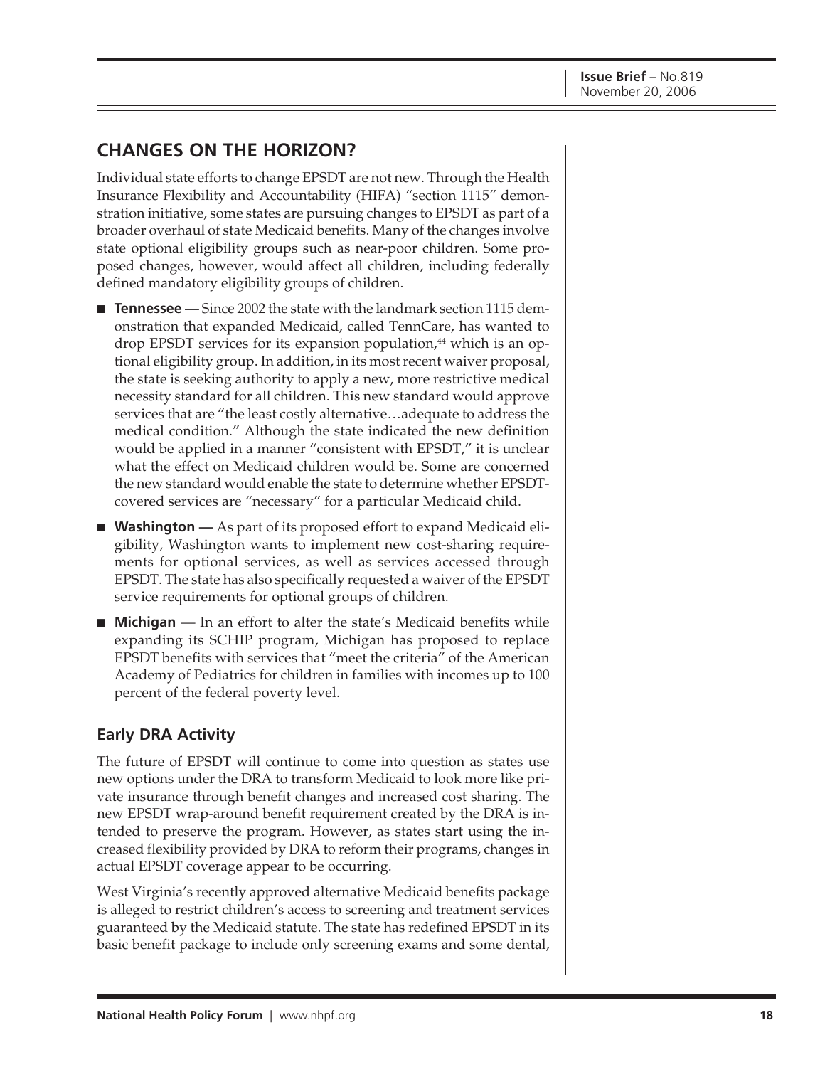## CHANGES ON THE HORIZON?

Individual state efforts to change EPSDT are not new. Through the Health Insurance Flexibility and Accountability (HIFA) "section 1115" demonstration initiative, some states are pursuing changes to EPSDT as part of a broader overhaul of state Medicaid benefits. Many of the changes involve state optional eligibility groups such as near-poor children. Some proposed changes, however, would affect all children, including federally defined mandatory eligibility groups of children.

- **Tennessee —** Since 2002 the state with the landmark section 1115 demonstration that expanded Medicaid, called TennCare, has wanted to drop EPSDT services for its expansion population,[44] which is an optional eligibility group. In addition, in its most recent waiver proposal, the state is seeking authority to apply a new, more restrictive medical necessity standard for all children. This new standard would approve services that are "the least costly alternative…adequate to address the medical condition." Although the state indicated the new definition would be applied in a manner "consistent with EPSDT," it is unclear what the effect on Medicaid children would be. Some are concerned the new standard would enable the state to determine whether EPSDT-covered services are "necessary" for a particular Medicaid child.
- **Washington —** As part of its proposed effort to expand Medicaid eligibility, Washington wants to implement new cost-sharing requirements for optional services, as well as services accessed through EPSDT. The state has also specifically requested a waiver of the EPSDT service requirements for optional groups of children.
- **Michigan** — In an effort to alter the state's Medicaid benefits while expanding its SCHIP program, Michigan has proposed to replace EPSDT benefits with services that "meet the criteria" of the American Academy of Pediatrics for children in families with incomes up to 100 percent of the federal poverty level.

### Early DRA Activity

The future of EPSDT will continue to come into question as states use new options under the DRA to transform Medicaid to look more like private insurance through benefit changes and increased cost sharing. The new EPSDT wrap-around benefit requirement created by the DRA is intended to preserve the program. However, as states start using the increased flexibility provided by DRA to reform their programs, changes in actual EPSDT coverage appear to be occurring.

West Virginia's recently approved alternative Medicaid benefits package is alleged to restrict children's access to screening and treatment services guaranteed by the Medicaid statute. The state has redefined EPSDT in its basic benefit package to include only screening exams and some dental,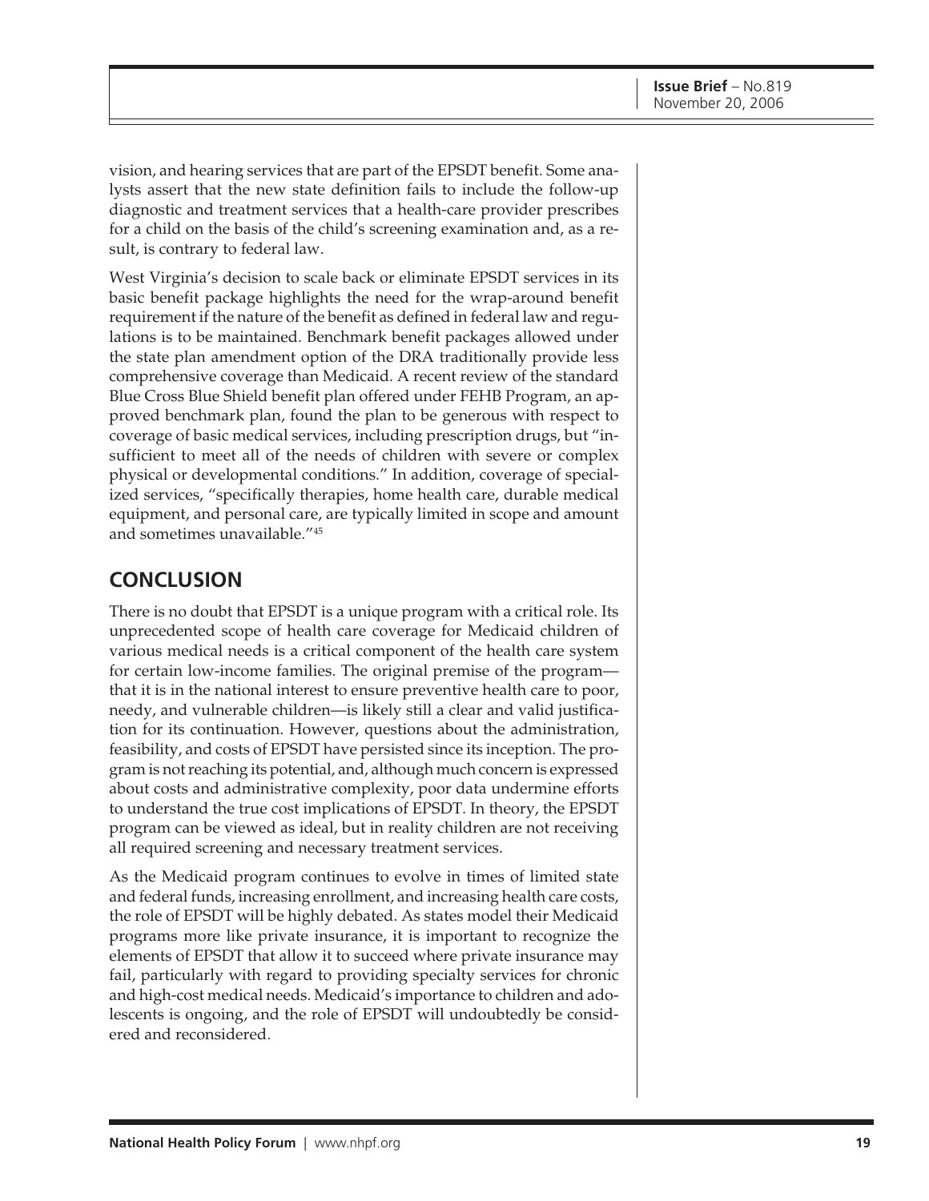vision, and hearing services that are part of the EPSDT benefit. Some analysts assert that the new state definition fails to include the follow-up diagnostic and treatment services that a health-care provider prescribes for a child on the basis of the child's screening examination and, as a result, is contrary to federal law.

West Virginia's decision to scale back or eliminate EPSDT services in its basic benefit package highlights the need for the wrap-around benefit requirement if the nature of the benefit as defined in federal law and regulations is to be maintained. Benchmark benefit packages allowed under the state plan amendment option of the DRA traditionally provide less comprehensive coverage than Medicaid. A recent review of the standard Blue Cross Blue Shield benefit plan offered under FEHB Program, an approved benchmark plan, found the plan to be generous with respect to coverage of basic medical services, including prescription drugs, but "insufficient to meet all of the needs of children with severe or complex physical or developmental conditions." In addition, coverage of specialized services, "specifically therapies, home health care, durable medical equipment, and personal care, are typically limited in scope and amount and sometimes unavailable."[45]

## CONCLUSION

There is no doubt that EPSDT is a unique program with a critical role. Its unprecedented scope of health care coverage for Medicaid children of various medical needs is a critical component of the health care system for certain low-income families. The original premise of the program—that it is in the national interest to ensure preventive health care to poor, needy, and vulnerable children—is likely still a clear and valid justification for its continuation. However, questions about the administration, feasibility, and costs of EPSDT have persisted since its inception. The program is not reaching its potential, and, although much concern is expressed about costs and administrative complexity, poor data undermine efforts to understand the true cost implications of EPSDT. In theory, the EPSDT program can be viewed as ideal, but in reality children are not receiving all required screening and necessary treatment services.

As the Medicaid program continues to evolve in times of limited state and federal funds, increasing enrollment, and increasing health care costs, the role of EPSDT will be highly debated. As states model their Medicaid programs more like private insurance, it is important to recognize the elements of EPSDT that allow it to succeed where private insurance may fail, particularly with regard to providing specialty services for chronic and high-cost medical needs. Medicaid's importance to children and adolescents is ongoing, and the role of EPSDT will undoubtedly be considered and reconsidered.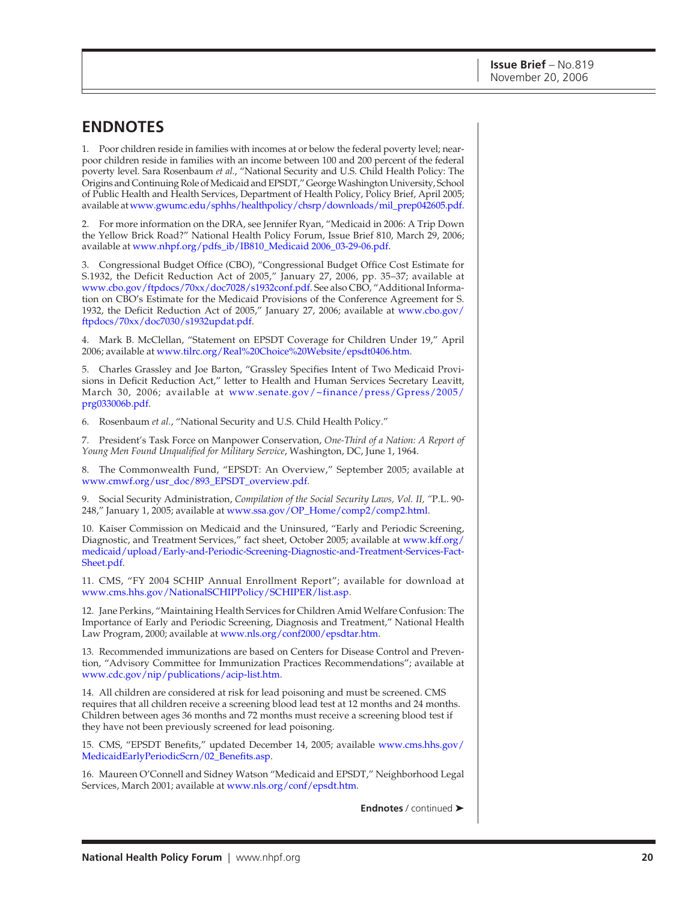## ENDNOTES

1. Poor children reside in families with incomes at or below the federal poverty level; near-poor children reside in families with an income between 100 and 200 percent of the federal poverty level. Sara Rosenbaum *et al.*, "National Security and U.S. Child Health Policy: The Origins and Continuing Role of Medicaid and EPSDT," George Washington University, School of Public Health and Health Services, Department of Health Policy, Policy Brief, April 2005; available at www.gwumc.edu/sphhs/healthpolicy/chsrp/downloads/mil_prep042605.pdf.

2. For more information on the DRA, see Jennifer Ryan, "Medicaid in 2006: A Trip Down the Yellow Brick Road?" National Health Policy Forum, Issue Brief 810, March 29, 2006; available at www.nhpf.org/pdfs_ib/IB810_Medicaid 2006_03-29-06.pdf.

3. Congressional Budget Office (CBO), "Congressional Budget Office Cost Estimate for S.1932, the Deficit Reduction Act of 2005," January 27, 2006, pp. 35–37; available at www.cbo.gov/ftpdocs/70xx/doc7028/s1932conf.pdf. See also CBO, "Additional Information on CBO's Estimate for the Medicaid Provisions of the Conference Agreement for S. 1932, the Deficit Reduction Act of 2005," January 27, 2006; available at www.cbo.gov/ftpdocs/70xx/doc7030/s1932updat.pdf.

4. Mark B. McClellan, "Statement on EPSDT Coverage for Children Under 19," April 2006; available at www.tilrc.org/Real%20Choice%20Website/epsdt0406.htm.

5. Charles Grassley and Joe Barton, "Grassley Specifies Intent of Two Medicaid Provisions in Deficit Reduction Act," letter to Health and Human Services Secretary Leavitt, March 30, 2006; available at www.senate.gov/~finance/press/Gpress/2005/prg033006b.pdf.

6. Rosenbaum *et al.*, "National Security and U.S. Child Health Policy."

7. President's Task Force on Manpower Conservation, *One-Third of a Nation: A Report of Young Men Found Unqualified for Military Service*, Washington, DC, June 1, 1964.

8. The Commonwealth Fund, "EPSDT: An Overview," September 2005; available at www.cmwf.org/usr_doc/893_EPSDT_overview.pdf.

9. Social Security Administration, *Compilation of the Social Security Laws, Vol. II,* "P.L. 90-248," January 1, 2005; available at www.ssa.gov/OP_Home/comp2/comp2.html.

10. Kaiser Commission on Medicaid and the Uninsured, "Early and Periodic Screening, Diagnostic, and Treatment Services," fact sheet, October 2005; available at www.kff.org/medicaid/upload/Early-and-Periodic-Screening-Diagnostic-and-Treatment-Services-Fact-Sheet.pdf.

11. CMS, "FY 2004 SCHIP Annual Enrollment Report"; available for download at www.cms.hhs.gov/NationalSCHIPPolicy/SCHIPER/list.asp.

12. Jane Perkins, "Maintaining Health Services for Children Amid Welfare Confusion: The Importance of Early and Periodic Screening, Diagnosis and Treatment," National Health Law Program, 2000; available at www.nls.org/conf2000/epsdtar.htm.

13. Recommended immunizations are based on Centers for Disease Control and Prevention, "Advisory Committee for Immunization Practices Recommendations"; available at www.cdc.gov/nip/publications/acip-list.htm.

14. All children are considered at risk for lead poisoning and must be screened. CMS requires that all children receive a screening blood lead test at 12 months and 24 months. Children between ages 36 months and 72 months must receive a screening blood test if they have not been previously screened for lead poisoning.

15. CMS, "EPSDT Benefits," updated December 14, 2005; available www.cms.hhs.gov/MedicaidEarlyPeriodicScrn/02_Benefits.asp.

16. Maureen O'Connell and Sidney Watson "Medicaid and EPSDT," Neighborhood Legal Services, March 2001; available at www.nls.org/conf/epsdt.htm.

**Endnotes** / continued ➤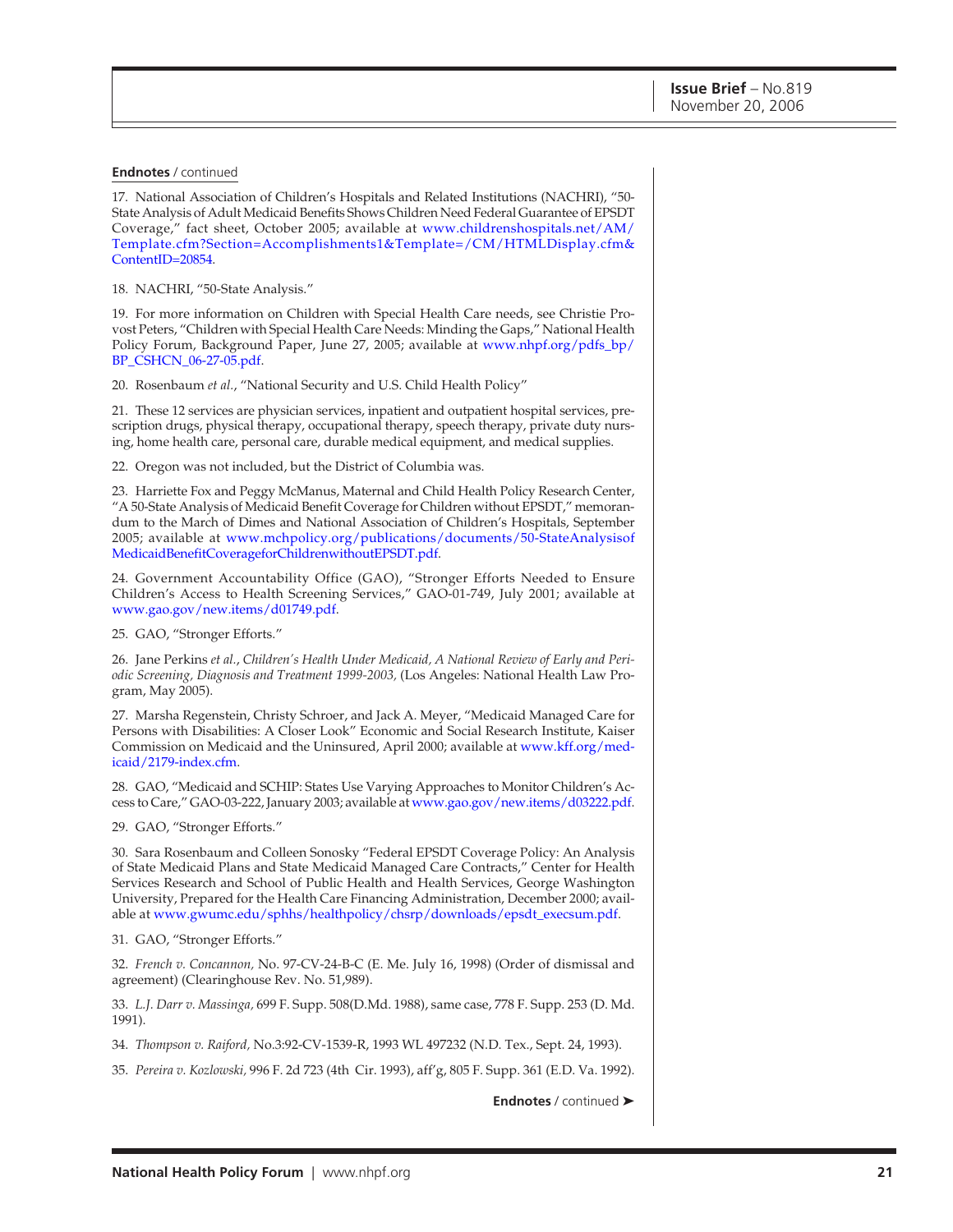**Endnotes** / continued

17. National Association of Children's Hospitals and Related Institutions (NACHRI), "50-State Analysis of Adult Medicaid Benefits Shows Children Need Federal Guarantee of EPSDT Coverage," fact sheet, October 2005; available at www.childrenshospitals.net/AM/Template.cfm?Section=Accomplishments1&Template=/CM/HTMLDisplay.cfm&ContentID=20854.

18. NACHRI, "50-State Analysis."

19. For more information on Children with Special Health Care needs, see Christie Provost Peters, "Children with Special Health Care Needs: Minding the Gaps," National Health Policy Forum, Background Paper, June 27, 2005; available at www.nhpf.org/pdfs_bp/BP_CSHCN_06-27-05.pdf.

20. Rosenbaum *et al.*, "National Security and U.S. Child Health Policy"

21. These 12 services are physician services, inpatient and outpatient hospital services, prescription drugs, physical therapy, occupational therapy, speech therapy, private duty nursing, home health care, personal care, durable medical equipment, and medical supplies.

22. Oregon was not included, but the District of Columbia was.

23. Harriette Fox and Peggy McManus, Maternal and Child Health Policy Research Center, "A 50-State Analysis of Medicaid Benefit Coverage for Children without EPSDT," memorandum to the March of Dimes and National Association of Children's Hospitals, September 2005; available at www.mchpolicy.org/publications/documents/50-StateAnalysisofMedicaidBenefitCoverageforChildrenwithoutEPSDT.pdf.

24. Government Accountability Office (GAO), "Stronger Efforts Needed to Ensure Children's Access to Health Screening Services," GAO-01-749, July 2001; available at www.gao.gov/new.items/d01749.pdf.

25. GAO, "Stronger Efforts."

26. Jane Perkins *et al.*, *Children's Health Under Medicaid, A National Review of Early and Periodic Screening, Diagnosis and Treatment 1999-2003,* (Los Angeles: National Health Law Program, May 2005).

27. Marsha Regenstein, Christy Schroer, and Jack A. Meyer, "Medicaid Managed Care for Persons with Disabilities: A Closer Look" Economic and Social Research Institute, Kaiser Commission on Medicaid and the Uninsured, April 2000; available at www.kff.org/medicaid/2179-index.cfm.

28. GAO, "Medicaid and SCHIP: States Use Varying Approaches to Monitor Children's Access to Care," GAO-03-222, January 2003; available at www.gao.gov/new.items/d03222.pdf.

29. GAO, "Stronger Efforts."

30. Sara Rosenbaum and Colleen Sonosky "Federal EPSDT Coverage Policy: An Analysis of State Medicaid Plans and State Medicaid Managed Care Contracts," Center for Health Services Research and School of Public Health and Health Services, George Washington University, Prepared for the Health Care Financing Administration, December 2000; available at www.gwumc.edu/sphhs/healthpolicy/chsrp/downloads/epsdt_execsum.pdf.

31. GAO, "Stronger Efforts."

32. *French v. Concannon,* No. 97-CV-24-B-C (E. Me. July 16, 1998) (Order of dismissal and agreement) (Clearinghouse Rev. No. 51,989).

33. *L.J. Darr v. Massinga,* 699 F. Supp. 508(D.Md. 1988), same case, 778 F. Supp. 253 (D. Md. 1991).

34. *Thompson v. Raiford,* No.3:92-CV-1539-R, 1993 WL 497232 (N.D. Tex., Sept. 24, 1993).

35. *Pereira v. Kozlowski,* 996 F. 2d 723 (4th Cir. 1993), aff'g, 805 F. Supp. 361 (E.D. Va. 1992).

**Endnotes** / continued ➤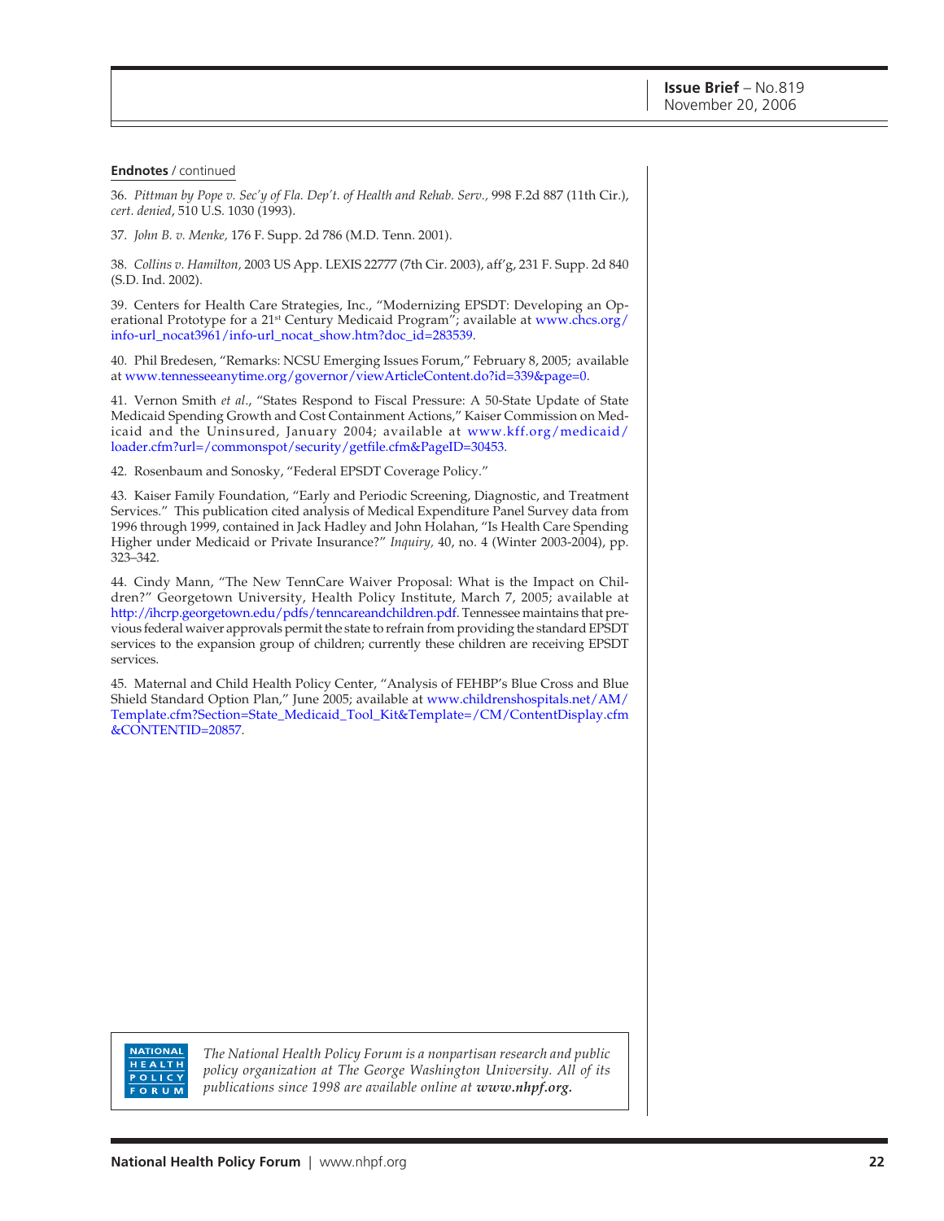**Endnotes** / continued

36. *Pittman by Pope v. Sec'y of Fla. Dep't. of Health and Rehab. Serv.*, 998 F.2d 887 (11th Cir.), *cert. denied*, 510 U.S. 1030 (1993).

37. *John B. v. Menke,* 176 F. Supp. 2d 786 (M.D. Tenn. 2001).

38. *Collins v. Hamilton,* 2003 US App. LEXIS 22777 (7th Cir. 2003), aff'g, 231 F. Supp. 2d 840 (S.D. Ind. 2002).

39. Centers for Health Care Strategies, Inc., "Modernizing EPSDT: Developing an Operational Prototype for a 21st Century Medicaid Program"; available at www.chcs.org/info-url_nocat3961/info-url_nocat_show.htm?doc_id=283539.

40. Phil Bredesen, "Remarks: NCSU Emerging Issues Forum," February 8, 2005; available at www.tennesseeanytime.org/governor/viewArticleContent.do?id=339&page=0.

41. Vernon Smith *et al.*, "States Respond to Fiscal Pressure: A 50-State Update of State Medicaid Spending Growth and Cost Containment Actions," Kaiser Commission on Medicaid and the Uninsured, January 2004; available at www.kff.org/medicaid/loader.cfm?url=/commonspot/security/getfile.cfm&PageID=30453.

42. Rosenbaum and Sonosky, "Federal EPSDT Coverage Policy."

43. Kaiser Family Foundation, "Early and Periodic Screening, Diagnostic, and Treatment Services." This publication cited analysis of Medical Expenditure Panel Survey data from 1996 through 1999, contained in Jack Hadley and John Holahan, "Is Health Care Spending Higher under Medicaid or Private Insurance?" *Inquiry,* 40, no. 4 (Winter 2003-2004), pp. 323–342.

44. Cindy Mann, "The New TennCare Waiver Proposal: What is the Impact on Children?" Georgetown University, Health Policy Institute, March 7, 2005; available at http://ihcrp.georgetown.edu/pdfs/tenncareandchildren.pdf. Tennessee maintains that previous federal waiver approvals permit the state to refrain from providing the standard EPSDT services to the expansion group of children; currently these children are receiving EPSDT services.

45. Maternal and Child Health Policy Center, "Analysis of FEHBP's Blue Cross and Blue Shield Standard Option Plan," June 2005; available at www.childrenshospitals.net/AM/Template.cfm?Section=State_Medicaid_Tool_Kit&Template=/CM/ContentDisplay.cfm&CONTENTID=20857.

NATIONAL HEALTH POLICY FORUM

*The National Health Policy Forum is a nonpartisan research and public policy organization at The George Washington University. All of its publications since 1998 are available online at **www.nhpf.org.***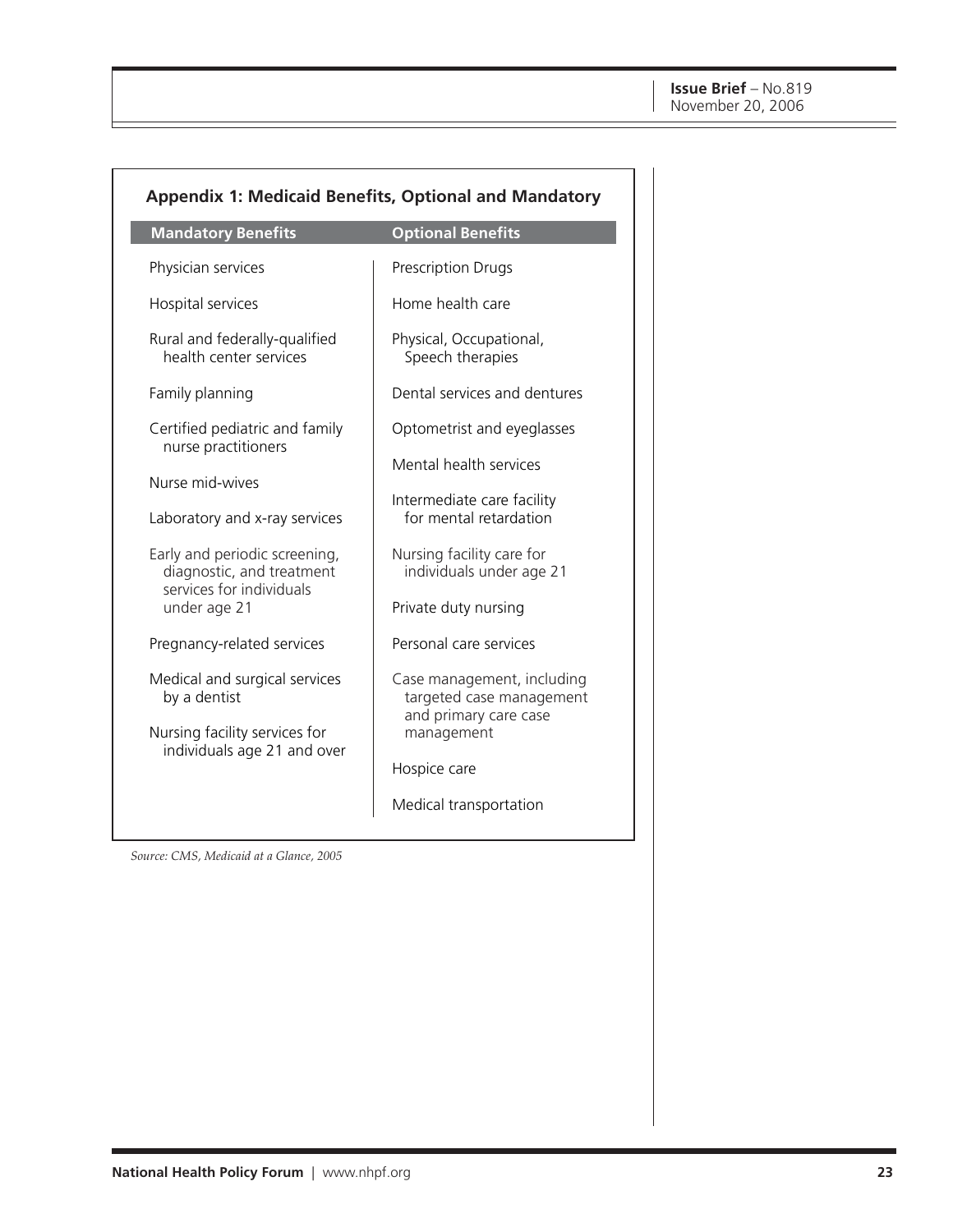## Appendix 1: Medicaid Benefits, Optional and Mandatory

| Mandatory Benefits | Optional Benefits |
| --- | --- |
| Physician services | Prescription Drugs |
| Hospital services | Home health care |
| Rural and federally-qualified health center services | Physical, Occupational, Speech therapies |
| Family planning | Dental services and dentures |
| Certified pediatric and family nurse practitioners | Optometrist and eyeglasses |
| Nurse mid-wives | Mental health services |
| Laboratory and x-ray services | Intermediate care facility for mental retardation |
| Early and periodic screening, diagnostic, and treatment services for individuals under age 21 | Nursing facility care for individuals under age 21 |
| Pregnancy-related services | Private duty nursing |
| Medical and surgical services by a dentist | Personal care services |
| Nursing facility services for individuals age 21 and over | Case management, including targeted case management and primary care case management |
| | Hospice care |
| | Medical transportation |

*Source: CMS, Medicaid at a Glance, 2005*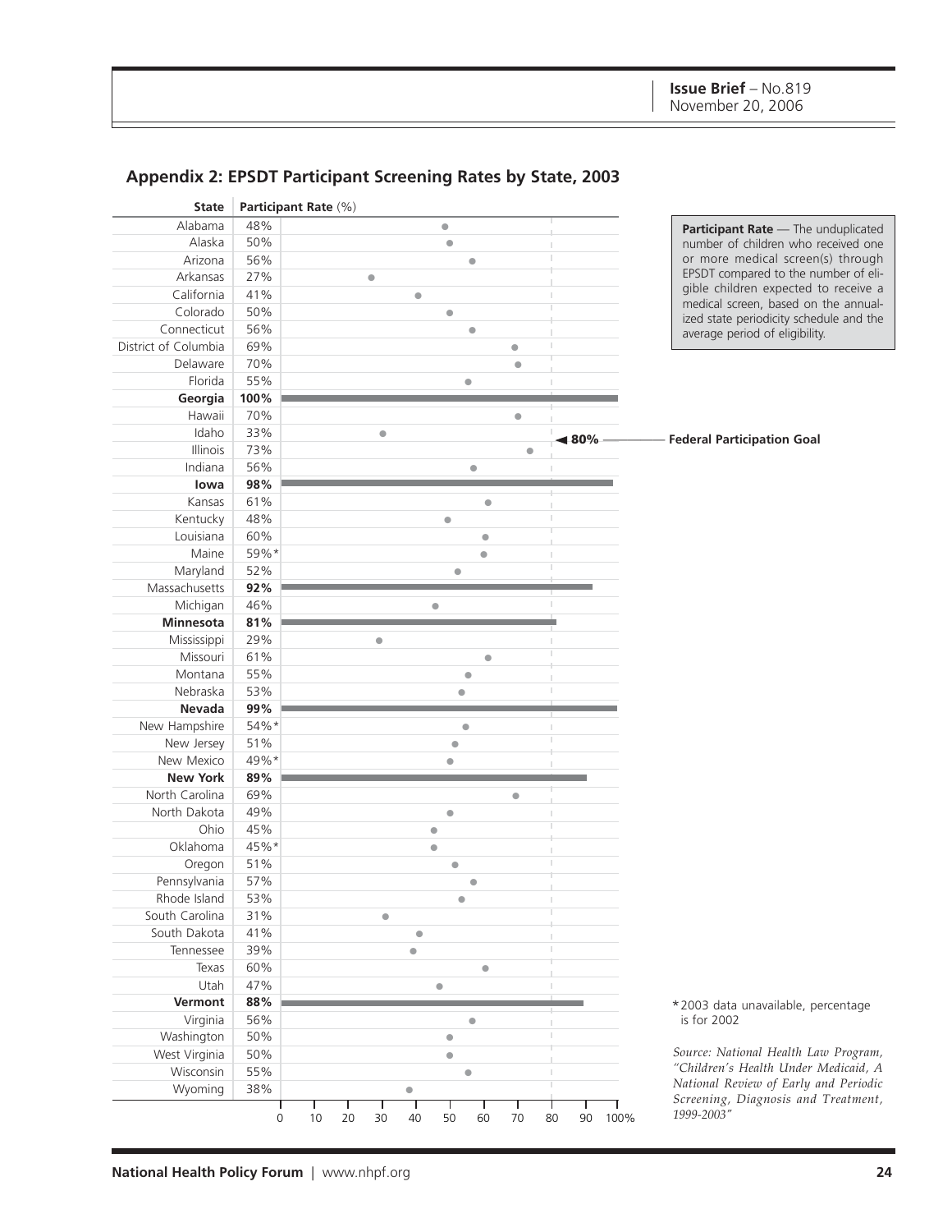## Appendix 2: EPSDT Participant Screening Rates by State, 2003

State
Participant Rate (%)

Alabama 48%
Alaska 50%
Arizona 56%
Arkansas 27%
California 41%
Colorado 50%
Connecticut 56%
District of Columbia 69%
Delaware 70%
Florida 55%
**Georgia 100%**
Hawaii 70%
Idaho 33%
Illinois 73%
Indiana 56%
**Iowa 98%**
Kansas 61%
Kentucky 48%
Louisiana 60%
Maine 59%*
Maryland 52%
Massachusetts **92%**
Michigan 46%
**Minnesota 81%**
Mississippi 29%
Missouri 61%
Montana 55%
Nebraska 53%
**Nevada 99%**
New Hampshire 54%*
New Jersey 51%
New Mexico 49%*
**New York 89%**
North Carolina 69%
North Dakota 49%
Ohio 45%
Oklahoma 45%*
Oregon 51%
Pennsylvania 57%
Rhode Island 53%
South Carolina 31%
South Dakota 41%
Tennessee 39%
Texas 60%
Utah 47%
**Vermont 88%**
Virginia 56%
Washington 50%
West Virginia 50%
Wisconsin 55%
Wyoming 38%

0 10 20 30 40 50 60 70 80 90 100%

◄ **80%** — **Federal Participation Goal**

**Participant Rate** — The unduplicated number of children who received one or more medical screen(s) through EPSDT compared to the number of eligible children expected to receive a medical screen, based on the annualized state periodicity schedule and the average period of eligibility.

* 2003 data unavailable, percentage is for 2002

*Source: National Health Law Program, "Children's Health Under Medicaid, A National Review of Early and Periodic Screening, Diagnosis and Treatment, 1999-2003"*